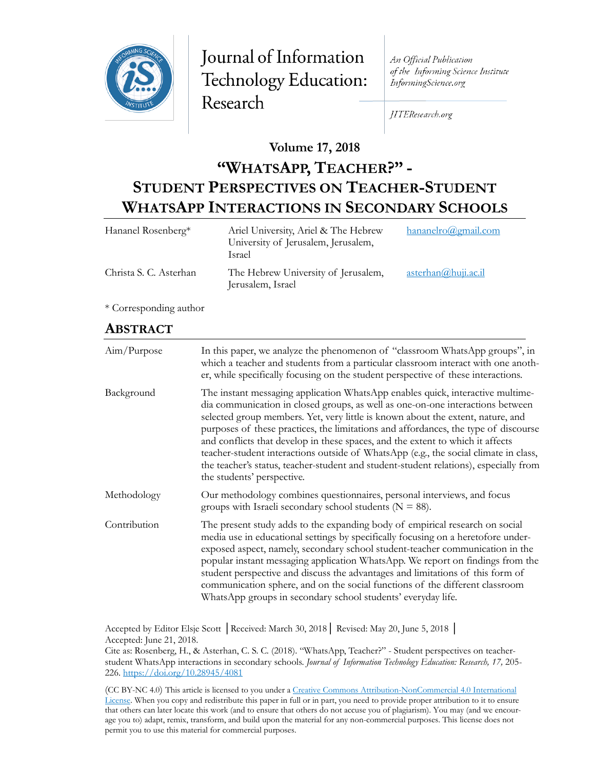Journal of Information Technology Education: Research

*An Official Publication of the Informing Science Institute InformingScience.org*

*JITEResearch.org*

**Volume 17, 2018**

# "WHATSAPP, TEACHER?" - STUDENT PERSPECTIVES ON TEACHER-STUDENT WHATSAPP INTERACTIONS IN SECONDARY SCHOOLS

| | | |
|---|---|---|
| Hananel Rosenberg* | Ariel University, Ariel & The Hebrew University of Jerusalem, Jerusalem, Israel | hananelro@gmail.com |
| Christa S. C. Asterhan | The Hebrew University of Jerusalem, Jerusalem, Israel | asterhan@huji.ac.il |

\* Corresponding author

## ABSTRACT

| | |
|---|---|
| Aim/Purpose | In this paper, we analyze the phenomenon of "classroom WhatsApp groups", in which a teacher and students from a particular classroom interact with one another, while specifically focusing on the student perspective of these interactions. |
| Background | The instant messaging application WhatsApp enables quick, interactive multimedia communication in closed groups, as well as one-on-one interactions between selected group members. Yet, very little is known about the extent, nature, and purposes of these practices, the limitations and affordances, the type of discourse and conflicts that develop in these spaces, and the extent to which it affects teacher-student interactions outside of WhatsApp (e.g., the social climate in class, the teacher's status, teacher-student and student-student relations), especially from the students' perspective. |
| Methodology | Our methodology combines questionnaires, personal interviews, and focus groups with Israeli secondary school students (N = 88). |
| Contribution | The present study adds to the expanding body of empirical research on social media use in educational settings by specifically focusing on a heretofore underexposed aspect, namely, secondary school student-teacher communication in the popular instant messaging application WhatsApp. We report on findings from the student perspective and discuss the advantages and limitations of this form of communication sphere, and on the social functions of the different classroom WhatsApp groups in secondary school students' everyday life. |

Accepted by Editor Elsje Scott │Received: March 30, 2018│ Revised: May 20, June 5, 2018 │ Accepted: June 21, 2018.

Cite as: Rosenberg, H., & Asterhan, C. S. C. (2018). "WhatsApp, Teacher?" - Student perspectives on teacher-student WhatsApp interactions in secondary schools. *Journal of Information Technology Education: Research, 17,* 205-226. https://doi.org/10.28945/4081

(CC BY-NC 4.0) This article is licensed to you under a Creative Commons Attribution-NonCommercial 4.0 International License. When you copy and redistribute this paper in full or in part, you need to provide proper attribution to it to ensure that others can later locate this work (and to ensure that others do not accuse you of plagiarism). You may (and we encourage you to) adapt, remix, transform, and build upon the material for any non-commercial purposes. This license does not permit you to use this material for commercial purposes.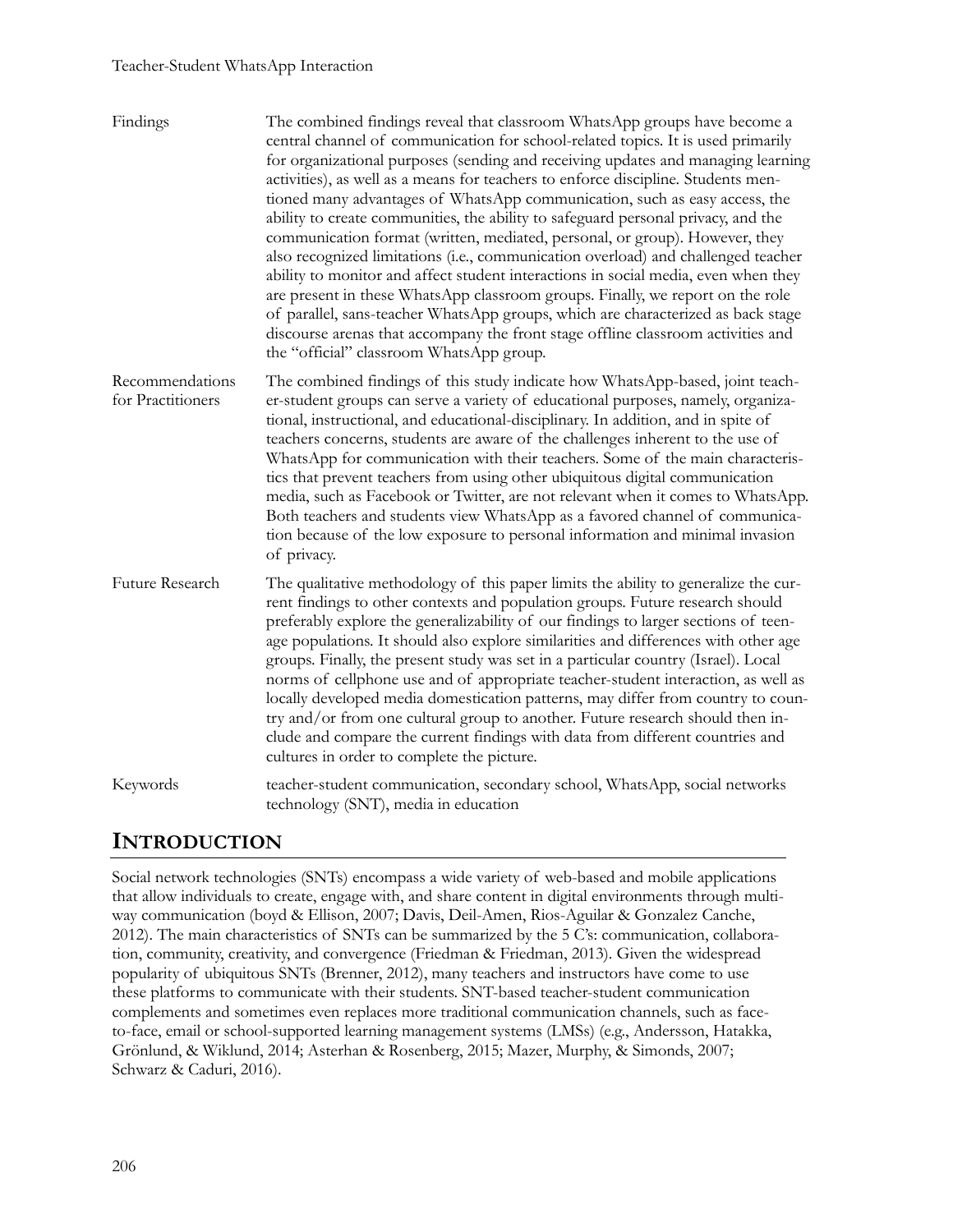| | |
|---|---|
| Findings | The combined findings reveal that classroom WhatsApp groups have become a central channel of communication for school-related topics. It is used primarily for organizational purposes (sending and receiving updates and managing learning activities), as well as a means for teachers to enforce discipline. Students mentioned many advantages of WhatsApp communication, such as easy access, the ability to create communities, the ability to safeguard personal privacy, and the communication format (written, mediated, personal, or group). However, they also recognized limitations (i.e., communication overload) and challenged teacher ability to monitor and affect student interactions in social media, even when they are present in these WhatsApp classroom groups. Finally, we report on the role of parallel, sans-teacher WhatsApp groups, which are characterized as back stage discourse arenas that accompany the front stage offline classroom activities and the "official" classroom WhatsApp group. |
| Recommendations for Practitioners | The combined findings of this study indicate how WhatsApp-based, joint teacher-student groups can serve a variety of educational purposes, namely, organizational, instructional, and educational-disciplinary. In addition, and in spite of teachers concerns, students are aware of the challenges inherent to the use of WhatsApp for communication with their teachers. Some of the main characteristics that prevent teachers from using other ubiquitous digital communication media, such as Facebook or Twitter, are not relevant when it comes to WhatsApp. Both teachers and students view WhatsApp as a favored channel of communication because of the low exposure to personal information and minimal invasion of privacy. |
| Future Research | The qualitative methodology of this paper limits the ability to generalize the current findings to other contexts and population groups. Future research should preferably explore the generalizability of our findings to larger sections of teenage populations. It should also explore similarities and differences with other age groups. Finally, the present study was set in a particular country (Israel). Local norms of cellphone use and of appropriate teacher-student interaction, as well as locally developed media domestication patterns, may differ from country to country and/or from one cultural group to another. Future research should then include and compare the current findings with data from different countries and cultures in order to complete the picture. |
| Keywords | teacher-student communication, secondary school, WhatsApp, social networks technology (SNT), media in education |

## INTRODUCTION

Social network technologies (SNTs) encompass a wide variety of web-based and mobile applications that allow individuals to create, engage with, and share content in digital environments through multi-way communication (boyd & Ellison, 2007; Davis, Deil-Amen, Rios-Aguilar & Gonzalez Canche, 2012). The main characteristics of SNTs can be summarized by the 5 C's: communication, collaboration, community, creativity, and convergence (Friedman & Friedman, 2013). Given the widespread popularity of ubiquitous SNTs (Brenner, 2012), many teachers and instructors have come to use these platforms to communicate with their students. SNT-based teacher-student communication complements and sometimes even replaces more traditional communication channels, such as face-to-face, email or school-supported learning management systems (LMSs) (e.g., Andersson, Hatakka, Grönlund, & Wiklund, 2014; Asterhan & Rosenberg, 2015; Mazer, Murphy, & Simonds, 2007; Schwarz & Caduri, 2016).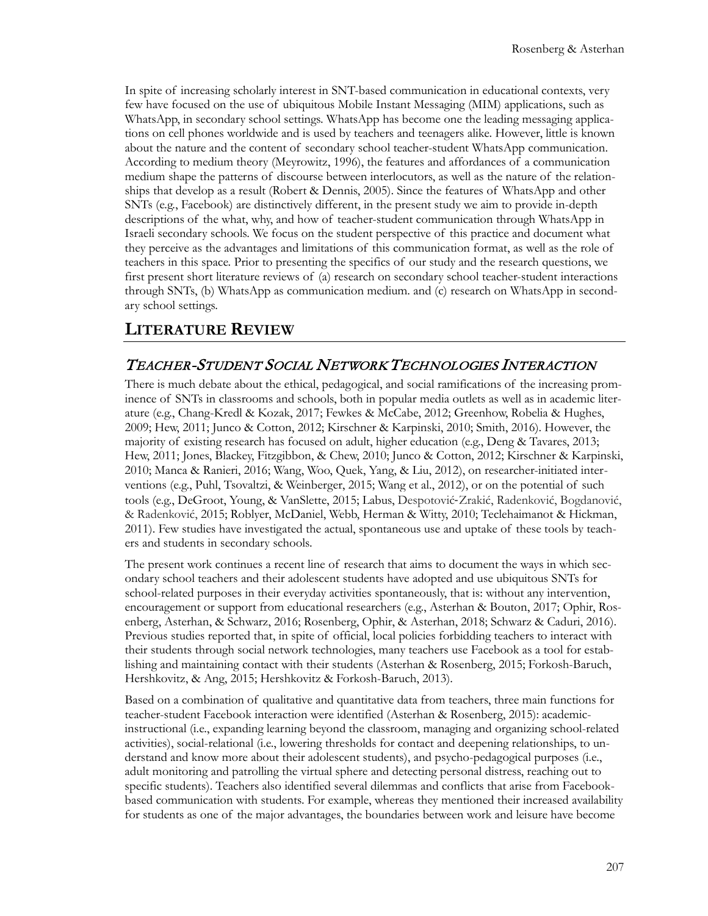In spite of increasing scholarly interest in SNT-based communication in educational contexts, very few have focused on the use of ubiquitous Mobile Instant Messaging (MIM) applications, such as WhatsApp, in secondary school settings. WhatsApp has become one the leading messaging applications on cell phones worldwide and is used by teachers and teenagers alike. However, little is known about the nature and the content of secondary school teacher-student WhatsApp communication. According to medium theory (Meyrowitz, 1996), the features and affordances of a communication medium shape the patterns of discourse between interlocutors, as well as the nature of the relationships that develop as a result (Robert & Dennis, 2005). Since the features of WhatsApp and other SNTs (e.g., Facebook) are distinctively different, in the present study we aim to provide in-depth descriptions of the what, why, and how of teacher-student communication through WhatsApp in Israeli secondary schools. We focus on the student perspective of this practice and document what they perceive as the advantages and limitations of this communication format, as well as the role of teachers in this space. Prior to presenting the specifics of our study and the research questions, we first present short literature reviews of (a) research on secondary school teacher-student interactions through SNTs, (b) WhatsApp as communication medium. and (c) research on WhatsApp in secondary school settings.

## LITERATURE REVIEW

### *TEACHER-STUDENT SOCIAL NETWORK TECHNOLOGIES INTERACTION*

There is much debate about the ethical, pedagogical, and social ramifications of the increasing prominence of SNTs in classrooms and schools, both in popular media outlets as well as in academic literature (e.g., Chang-Kredl & Kozak, 2017; Fewkes & McCabe, 2012; Greenhow, Robelia & Hughes, 2009; Hew, 2011; Junco & Cotton, 2012; Kirschner & Karpinski, 2010; Smith, 2016). However, the majority of existing research has focused on adult, higher education (e.g., Deng & Tavares, 2013; Hew, 2011; Jones, Blackey, Fitzgibbon, & Chew, 2010; Junco & Cotton, 2012; Kirschner & Karpinski, 2010; Manca & Ranieri, 2016; Wang, Woo, Quek, Yang, & Liu, 2012), on researcher-initiated interventions (e.g., Puhl, Tsovaltzi, & Weinberger, 2015; Wang et al., 2012), or on the potential of such tools (e.g., DeGroot, Young, & VanSlette, 2015; Labus, Despotović-Zrakić, Radenković, Bogdanović, & Radenković, 2015; Roblyer, McDaniel, Webb, Herman & Witty, 2010; Teclehaimanot & Hickman, 2011). Few studies have investigated the actual, spontaneous use and uptake of these tools by teachers and students in secondary schools.

The present work continues a recent line of research that aims to document the ways in which secondary school teachers and their adolescent students have adopted and use ubiquitous SNTs for school-related purposes in their everyday activities spontaneously, that is: without any intervention, encouragement or support from educational researchers (e.g., Asterhan & Bouton, 2017; Ophir, Rosenberg, Asterhan, & Schwarz, 2016; Rosenberg, Ophir, & Asterhan, 2018; Schwarz & Caduri, 2016). Previous studies reported that, in spite of official, local policies forbidding teachers to interact with their students through social network technologies, many teachers use Facebook as a tool for establishing and maintaining contact with their students (Asterhan & Rosenberg, 2015; Forkosh-Baruch, Hershkovitz, & Ang, 2015; Hershkovitz & Forkosh-Baruch, 2013).

Based on a combination of qualitative and quantitative data from teachers, three main functions for teacher-student Facebook interaction were identified (Asterhan & Rosenberg, 2015): academic-instructional (i.e., expanding learning beyond the classroom, managing and organizing school-related activities), social-relational (i.e., lowering thresholds for contact and deepening relationships, to understand and know more about their adolescent students), and psycho-pedagogical purposes (i.e., adult monitoring and patrolling the virtual sphere and detecting personal distress, reaching out to specific students). Teachers also identified several dilemmas and conflicts that arise from Facebook-based communication with students. For example, whereas they mentioned their increased availability for students as one of the major advantages, the boundaries between work and leisure have become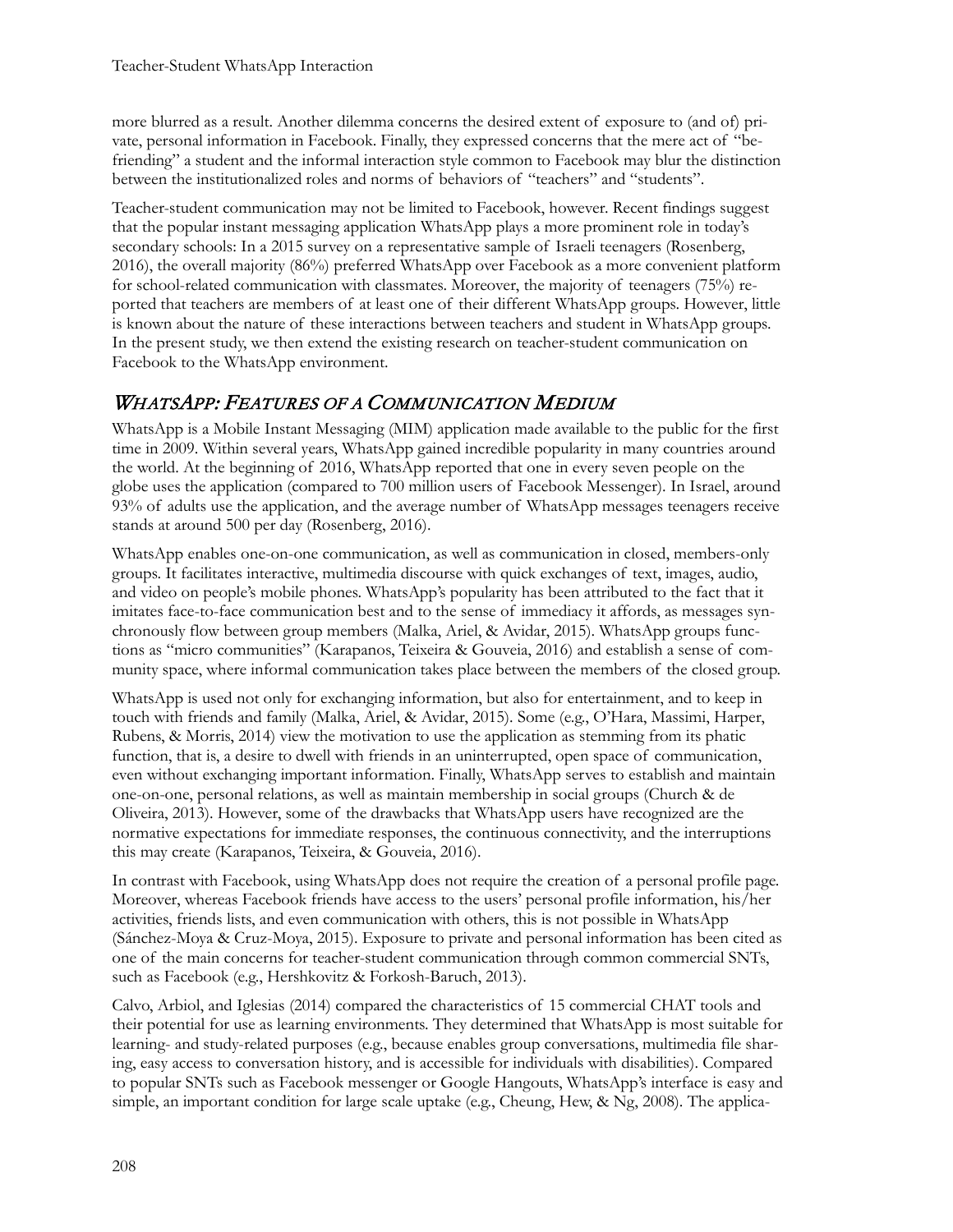more blurred as a result. Another dilemma concerns the desired extent of exposure to (and of) private, personal information in Facebook. Finally, they expressed concerns that the mere act of "befriending" a student and the informal interaction style common to Facebook may blur the distinction between the institutionalized roles and norms of behaviors of "teachers" and "students".

Teacher-student communication may not be limited to Facebook, however. Recent findings suggest that the popular instant messaging application WhatsApp plays a more prominent role in today's secondary schools: In a 2015 survey on a representative sample of Israeli teenagers (Rosenberg, 2016), the overall majority (86%) preferred WhatsApp over Facebook as a more convenient platform for school-related communication with classmates. Moreover, the majority of teenagers (75%) reported that teachers are members of at least one of their different WhatsApp groups. However, little is known about the nature of these interactions between teachers and student in WhatsApp groups. In the present study, we then extend the existing research on teacher-student communication on Facebook to the WhatsApp environment.

## *WhatsApp: Features of a Communication Medium*

WhatsApp is a Mobile Instant Messaging (MIM) application made available to the public for the first time in 2009. Within several years, WhatsApp gained incredible popularity in many countries around the world. At the beginning of 2016, WhatsApp reported that one in every seven people on the globe uses the application (compared to 700 million users of Facebook Messenger). In Israel, around 93% of adults use the application, and the average number of WhatsApp messages teenagers receive stands at around 500 per day (Rosenberg, 2016).

WhatsApp enables one-on-one communication, as well as communication in closed, members-only groups. It facilitates interactive, multimedia discourse with quick exchanges of text, images, audio, and video on people's mobile phones. WhatsApp's popularity has been attributed to the fact that it imitates face-to-face communication best and to the sense of immediacy it affords, as messages synchronously flow between group members (Malka, Ariel, & Avidar, 2015). WhatsApp groups functions as "micro communities" (Karapanos, Teixeira & Gouveia, 2016) and establish a sense of community space, where informal communication takes place between the members of the closed group.

WhatsApp is used not only for exchanging information, but also for entertainment, and to keep in touch with friends and family (Malka, Ariel, & Avidar, 2015). Some (e.g., O'Hara, Massimi, Harper, Rubens, & Morris, 2014) view the motivation to use the application as stemming from its phatic function, that is, a desire to dwell with friends in an uninterrupted, open space of communication, even without exchanging important information. Finally, WhatsApp serves to establish and maintain one-on-one, personal relations, as well as maintain membership in social groups (Church & de Oliveira, 2013). However, some of the drawbacks that WhatsApp users have recognized are the normative expectations for immediate responses, the continuous connectivity, and the interruptions this may create (Karapanos, Teixeira, & Gouveia, 2016).

In contrast with Facebook, using WhatsApp does not require the creation of a personal profile page. Moreover, whereas Facebook friends have access to the users' personal profile information, his/her activities, friends lists, and even communication with others, this is not possible in WhatsApp (Sánchez-Moya & Cruz-Moya, 2015). Exposure to private and personal information has been cited as one of the main concerns for teacher-student communication through common commercial SNTs, such as Facebook (e.g., Hershkovitz & Forkosh-Baruch, 2013).

Calvo, Arbiol, and Iglesias (2014) compared the characteristics of 15 commercial CHAT tools and their potential for use as learning environments. They determined that WhatsApp is most suitable for learning- and study-related purposes (e.g., because enables group conversations, multimedia file sharing, easy access to conversation history, and is accessible for individuals with disabilities). Compared to popular SNTs such as Facebook messenger or Google Hangouts, WhatsApp's interface is easy and simple, an important condition for large scale uptake (e.g., Cheung, Hew, & Ng, 2008). The applica-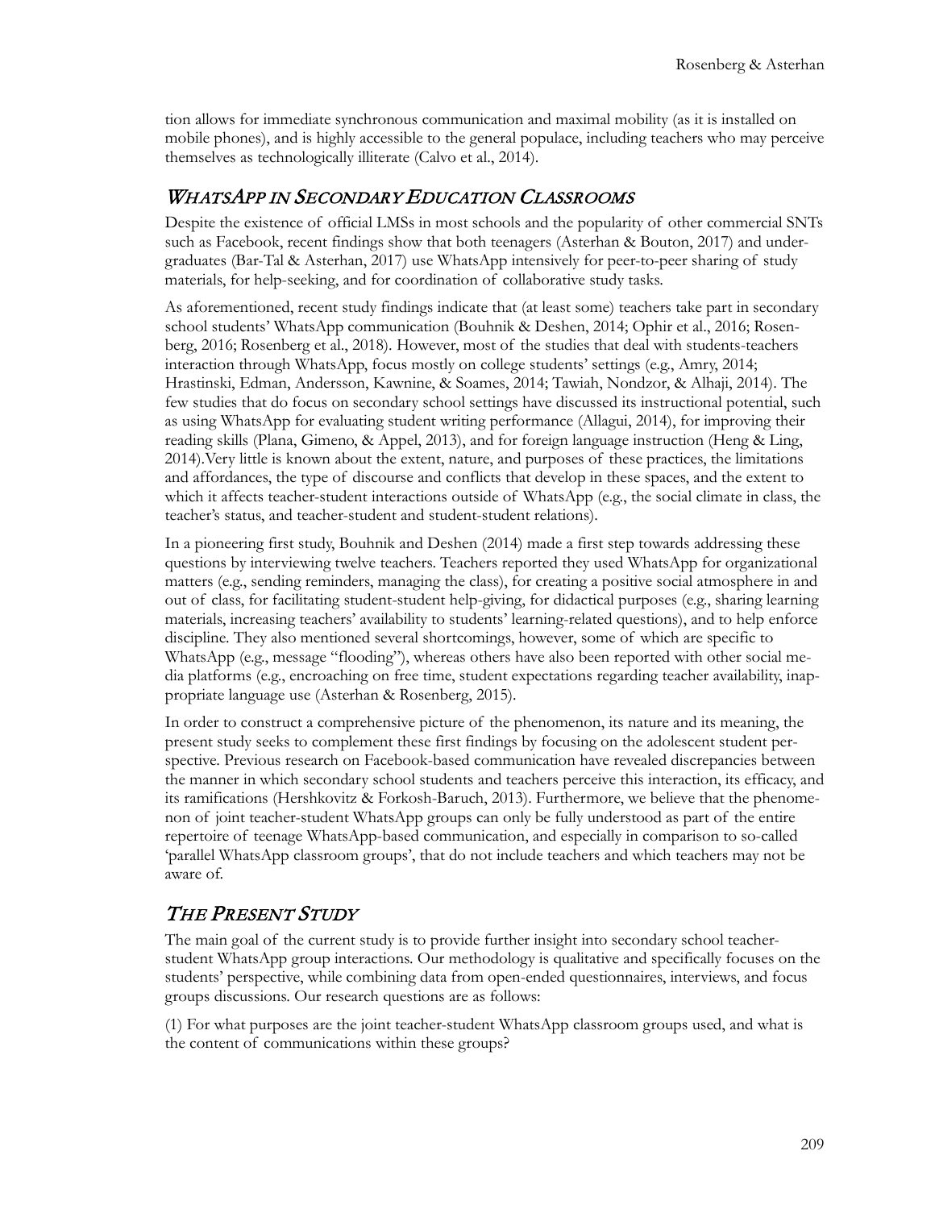tion allows for immediate synchronous communication and maximal mobility (as it is installed on mobile phones), and is highly accessible to the general populace, including teachers who may perceive themselves as technologically illiterate (Calvo et al., 2014).

## WhatsApp in Secondary Education Classrooms

Despite the existence of official LMSs in most schools and the popularity of other commercial SNTs such as Facebook, recent findings show that both teenagers (Asterhan & Bouton, 2017) and undergraduates (Bar-Tal & Asterhan, 2017) use WhatsApp intensively for peer-to-peer sharing of study materials, for help-seeking, and for coordination of collaborative study tasks.

As aforementioned, recent study findings indicate that (at least some) teachers take part in secondary school students' WhatsApp communication (Bouhnik & Deshen, 2014; Ophir et al., 2016; Rosenberg, 2016; Rosenberg et al., 2018). However, most of the studies that deal with students-teachers interaction through WhatsApp, focus mostly on college students' settings (e.g., Amry, 2014; Hrastinski, Edman, Andersson, Kawnine, & Soames, 2014; Tawiah, Nondzor, & Alhaji, 2014). The few studies that do focus on secondary school settings have discussed its instructional potential, such as using WhatsApp for evaluating student writing performance (Allagui, 2014), for improving their reading skills (Plana, Gimeno, & Appel, 2013), and for foreign language instruction (Heng & Ling, 2014).Very little is known about the extent, nature, and purposes of these practices, the limitations and affordances, the type of discourse and conflicts that develop in these spaces, and the extent to which it affects teacher-student interactions outside of WhatsApp (e.g., the social climate in class, the teacher's status, and teacher-student and student-student relations).

In a pioneering first study, Bouhnik and Deshen (2014) made a first step towards addressing these questions by interviewing twelve teachers. Teachers reported they used WhatsApp for organizational matters (e.g., sending reminders, managing the class), for creating a positive social atmosphere in and out of class, for facilitating student-student help-giving, for didactical purposes (e.g., sharing learning materials, increasing teachers' availability to students' learning-related questions), and to help enforce discipline. They also mentioned several shortcomings, however, some of which are specific to WhatsApp (e.g., message "flooding"), whereas others have also been reported with other social media platforms (e.g., encroaching on free time, student expectations regarding teacher availability, inappropriate language use (Asterhan & Rosenberg, 2015).

In order to construct a comprehensive picture of the phenomenon, its nature and its meaning, the present study seeks to complement these first findings by focusing on the adolescent student perspective. Previous research on Facebook-based communication have revealed discrepancies between the manner in which secondary school students and teachers perceive this interaction, its efficacy, and its ramifications (Hershkovitz & Forkosh-Baruch, 2013). Furthermore, we believe that the phenomenon of joint teacher-student WhatsApp groups can only be fully understood as part of the entire repertoire of teenage WhatsApp-based communication, and especially in comparison to so-called 'parallel WhatsApp classroom groups', that do not include teachers and which teachers may not be aware of.

## The Present Study

The main goal of the current study is to provide further insight into secondary school teacher-student WhatsApp group interactions. Our methodology is qualitative and specifically focuses on the students' perspective, while combining data from open-ended questionnaires, interviews, and focus groups discussions. Our research questions are as follows:

(1) For what purposes are the joint teacher-student WhatsApp classroom groups used, and what is the content of communications within these groups?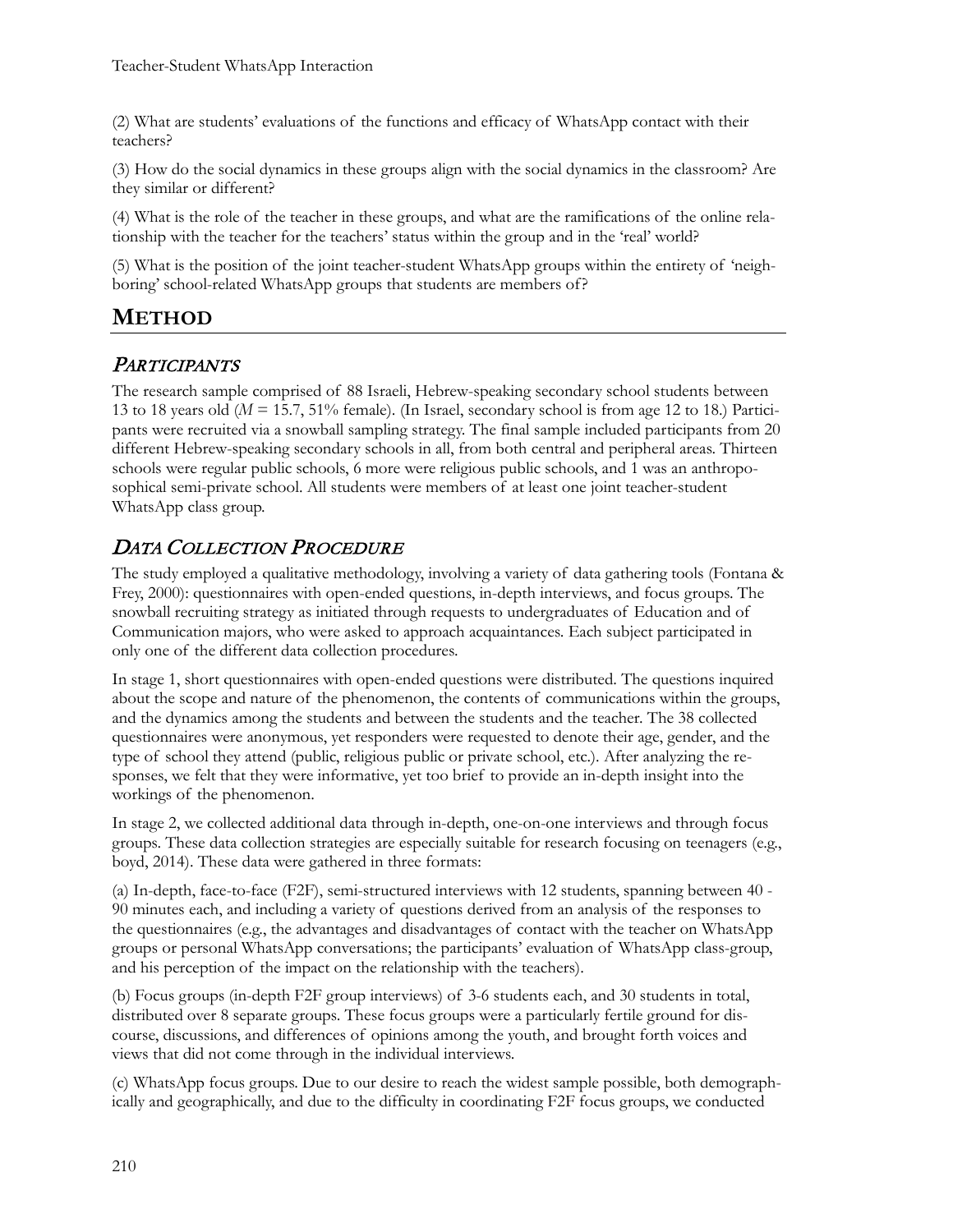(2) What are students' evaluations of the functions and efficacy of WhatsApp contact with their teachers?

(3) How do the social dynamics in these groups align with the social dynamics in the classroom? Are they similar or different?

(4) What is the role of the teacher in these groups, and what are the ramifications of the online relationship with the teacher for the teachers' status within the group and in the 'real' world?

(5) What is the position of the joint teacher-student WhatsApp groups within the entirety of 'neighboring' school-related WhatsApp groups that students are members of?

## METHOD

### *PARTICIPANTS*

The research sample comprised of 88 Israeli, Hebrew-speaking secondary school students between 13 to 18 years old ($M$ = 15.7, 51% female). (In Israel, secondary school is from age 12 to 18.) Participants were recruited via a snowball sampling strategy. The final sample included participants from 20 different Hebrew-speaking secondary schools in all, from both central and peripheral areas. Thirteen schools were regular public schools, 6 more were religious public schools, and 1 was an anthroposophical semi-private school. All students were members of at least one joint teacher-student WhatsApp class group.

### *DATA COLLECTION PROCEDURE*

The study employed a qualitative methodology, involving a variety of data gathering tools (Fontana & Frey, 2000): questionnaires with open-ended questions, in-depth interviews, and focus groups. The snowball recruiting strategy as initiated through requests to undergraduates of Education and of Communication majors, who were asked to approach acquaintances. Each subject participated in only one of the different data collection procedures.

In stage 1, short questionnaires with open-ended questions were distributed. The questions inquired about the scope and nature of the phenomenon, the contents of communications within the groups, and the dynamics among the students and between the students and the teacher. The 38 collected questionnaires were anonymous, yet responders were requested to denote their age, gender, and the type of school they attend (public, religious public or private school, etc.). After analyzing the responses, we felt that they were informative, yet too brief to provide an in-depth insight into the workings of the phenomenon.

In stage 2, we collected additional data through in-depth, one-on-one interviews and through focus groups. These data collection strategies are especially suitable for research focusing on teenagers (e.g., boyd, 2014). These data were gathered in three formats:

(a) In-depth, face-to-face (F2F), semi-structured interviews with 12 students, spanning between 40 - 90 minutes each, and including a variety of questions derived from an analysis of the responses to the questionnaires (e.g., the advantages and disadvantages of contact with the teacher on WhatsApp groups or personal WhatsApp conversations; the participants' evaluation of WhatsApp class-group, and his perception of the impact on the relationship with the teachers).

(b) Focus groups (in-depth F2F group interviews) of 3-6 students each, and 30 students in total, distributed over 8 separate groups. These focus groups were a particularly fertile ground for discourse, discussions, and differences of opinions among the youth, and brought forth voices and views that did not come through in the individual interviews.

(c) WhatsApp focus groups. Due to our desire to reach the widest sample possible, both demographically and geographically, and due to the difficulty in coordinating F2F focus groups, we conducted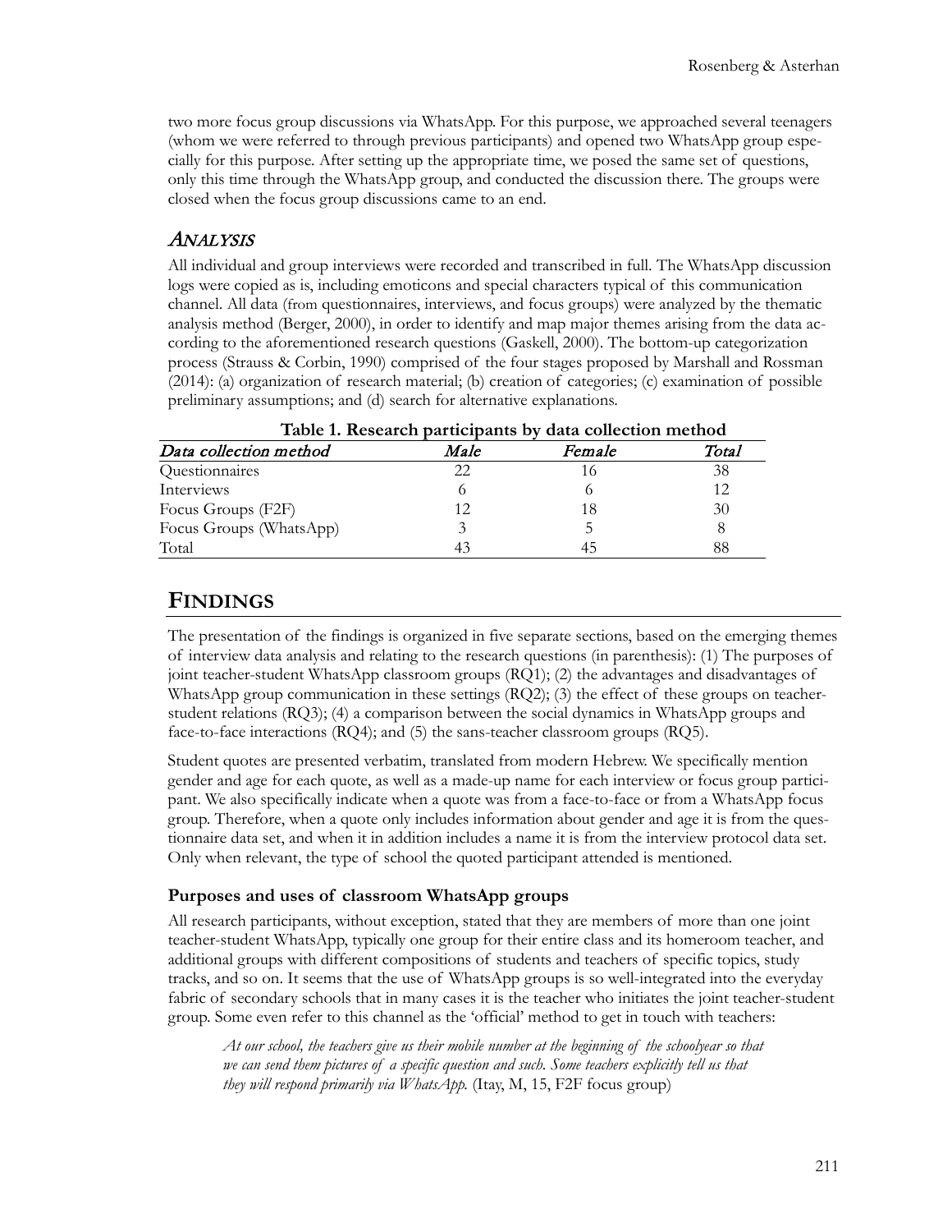two more focus group discussions via WhatsApp. For this purpose, we approached several teenagers (whom we were referred to through previous participants) and opened two WhatsApp group especially for this purpose. After setting up the appropriate time, we posed the same set of questions, only this time through the WhatsApp group, and conducted the discussion there. The groups were closed when the focus group discussions came to an end.

### *ANALYSIS*

All individual and group interviews were recorded and transcribed in full. The WhatsApp discussion logs were copied as is, including emoticons and special characters typical of this communication channel. All data (from questionnaires, interviews, and focus groups) were analyzed by the thematic analysis method (Berger, 2000), in order to identify and map major themes arising from the data according to the aforementioned research questions (Gaskell, 2000). The bottom-up categorization process (Strauss & Corbin, 1990) comprised of the four stages proposed by Marshall and Rossman (2014): (a) organization of research material; (b) creation of categories; (c) examination of possible preliminary assumptions; and (d) search for alternative explanations.

**Table 1. Research participants by data collection method**

| *Data collection method* | *Male* | *Female* | *Total* |
|---|---|---|---|
| Questionnaires | 22 | 16 | 38 |
| Interviews | 6 | 6 | 12 |
| Focus Groups (F2F) | 12 | 18 | 30 |
| Focus Groups (WhatsApp) | 3 | 5 | 8 |
| Total | 43 | 45 | 88 |

## FINDINGS

The presentation of the findings is organized in five separate sections, based on the emerging themes of interview data analysis and relating to the research questions (in parenthesis): (1) The purposes of joint teacher-student WhatsApp classroom groups (RQ1); (2) the advantages and disadvantages of WhatsApp group communication in these settings (RQ2); (3) the effect of these groups on teacher-student relations (RQ3); (4) a comparison between the social dynamics in WhatsApp groups and face-to-face interactions (RQ4); and (5) the sans-teacher classroom groups (RQ5).

Student quotes are presented verbatim, translated from modern Hebrew. We specifically mention gender and age for each quote, as well as a made-up name for each interview or focus group participant. We also specifically indicate when a quote was from a face-to-face or from a WhatsApp focus group. Therefore, when a quote only includes information about gender and age it is from the questionnaire data set, and when it in addition includes a name it is from the interview protocol data set. Only when relevant, the type of school the quoted participant attended is mentioned.

### Purposes and uses of classroom WhatsApp groups

All research participants, without exception, stated that they are members of more than one joint teacher-student WhatsApp, typically one group for their entire class and its homeroom teacher, and additional groups with different compositions of students and teachers of specific topics, study tracks, and so on. It seems that the use of WhatsApp groups is so well-integrated into the everyday fabric of secondary schools that in many cases it is the teacher who initiates the joint teacher-student group. Some even refer to this channel as the 'official' method to get in touch with teachers:

> *At our school, the teachers give us their mobile number at the beginning of the schoolyear so that we can send them pictures of a specific question and such. Some teachers explicitly tell us that they will respond primarily via WhatsApp.* (Itay, M, 15, F2F focus group)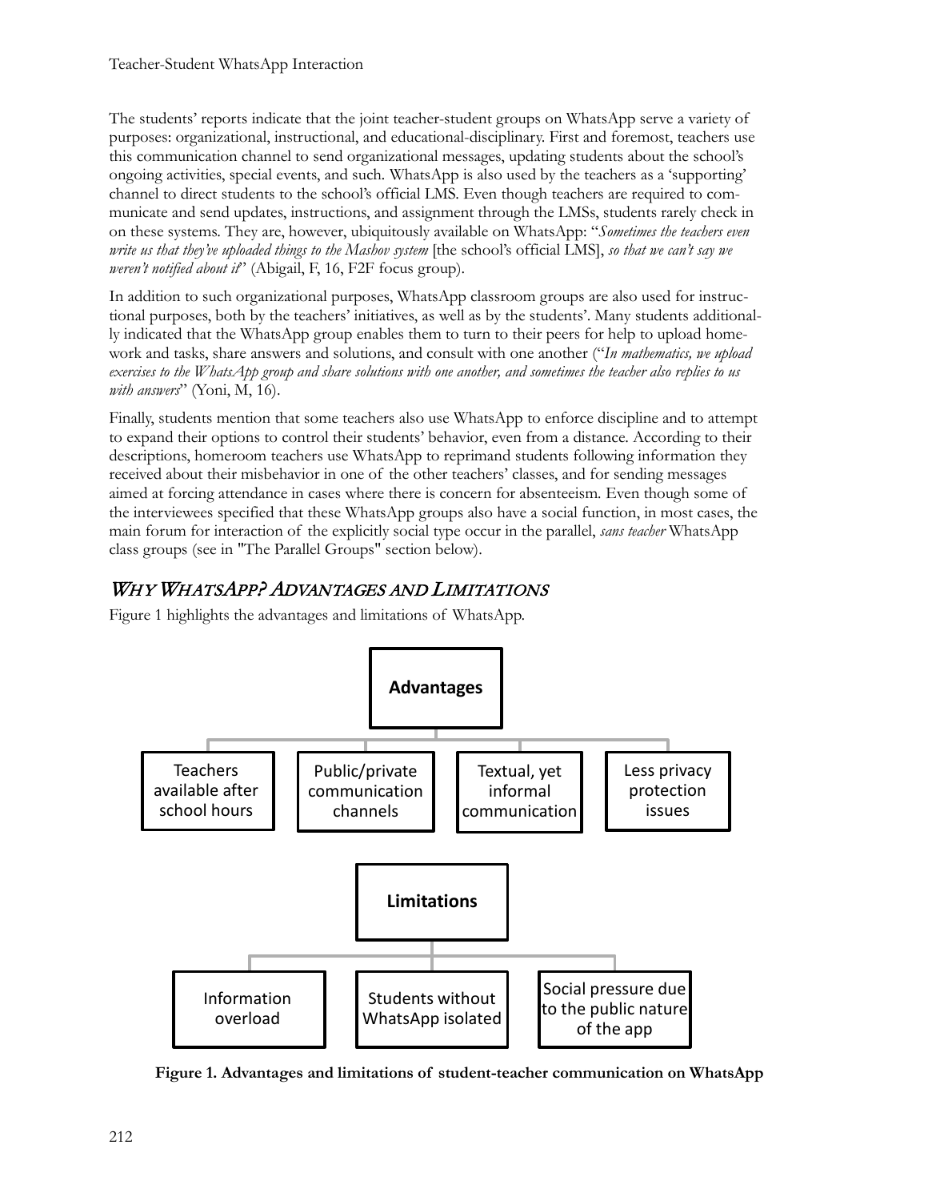The students' reports indicate that the joint teacher-student groups on WhatsApp serve a variety of purposes: organizational, instructional, and educational-disciplinary. First and foremost, teachers use this communication channel to send organizational messages, updating students about the school's ongoing activities, special events, and such. WhatsApp is also used by the teachers as a 'supporting' channel to direct students to the school's official LMS. Even though teachers are required to communicate and send updates, instructions, and assignment through the LMSs, students rarely check in on these systems. They are, however, ubiquitously available on WhatsApp: "*Sometimes the teachers even write us that they've uploaded things to the Mashov system* [the school's official LMS], *so that we can't say we weren't notified about it*" (Abigail, F, 16, F2F focus group).

In addition to such organizational purposes, WhatsApp classroom groups are also used for instructional purposes, both by the teachers' initiatives, as well as by the students'. Many students additionally indicated that the WhatsApp group enables them to turn to their peers for help to upload homework and tasks, share answers and solutions, and consult with one another ("*In mathematics, we upload exercises to the WhatsApp group and share solutions with one another, and sometimes the teacher also replies to us with answers*" (Yoni, M, 16).

Finally, students mention that some teachers also use WhatsApp to enforce discipline and to attempt to expand their options to control their students' behavior, even from a distance. According to their descriptions, homeroom teachers use WhatsApp to reprimand students following information they received about their misbehavior in one of the other teachers' classes, and for sending messages aimed at forcing attendance in cases where there is concern for absenteeism. Even though some of the interviewees specified that these WhatsApp groups also have a social function, in most cases, the main forum for interaction of the explicitly social type occur in the parallel, *sans teacher* WhatsApp class groups (see in "The Parallel Groups" section below).

## *Why WhatsApp? Advantages and Limitations*

Figure 1 highlights the advantages and limitations of WhatsApp.

**Advantages**
- Teachers available after school hours
- Public/private communication channels
- Textual, yet informal communication
- Less privacy protection issues

**Limitations**
- Information overload
- Students without WhatsApp isolated
- Social pressure due to the public nature of the app

**Figure 1. Advantages and limitations of student-teacher communication on WhatsApp**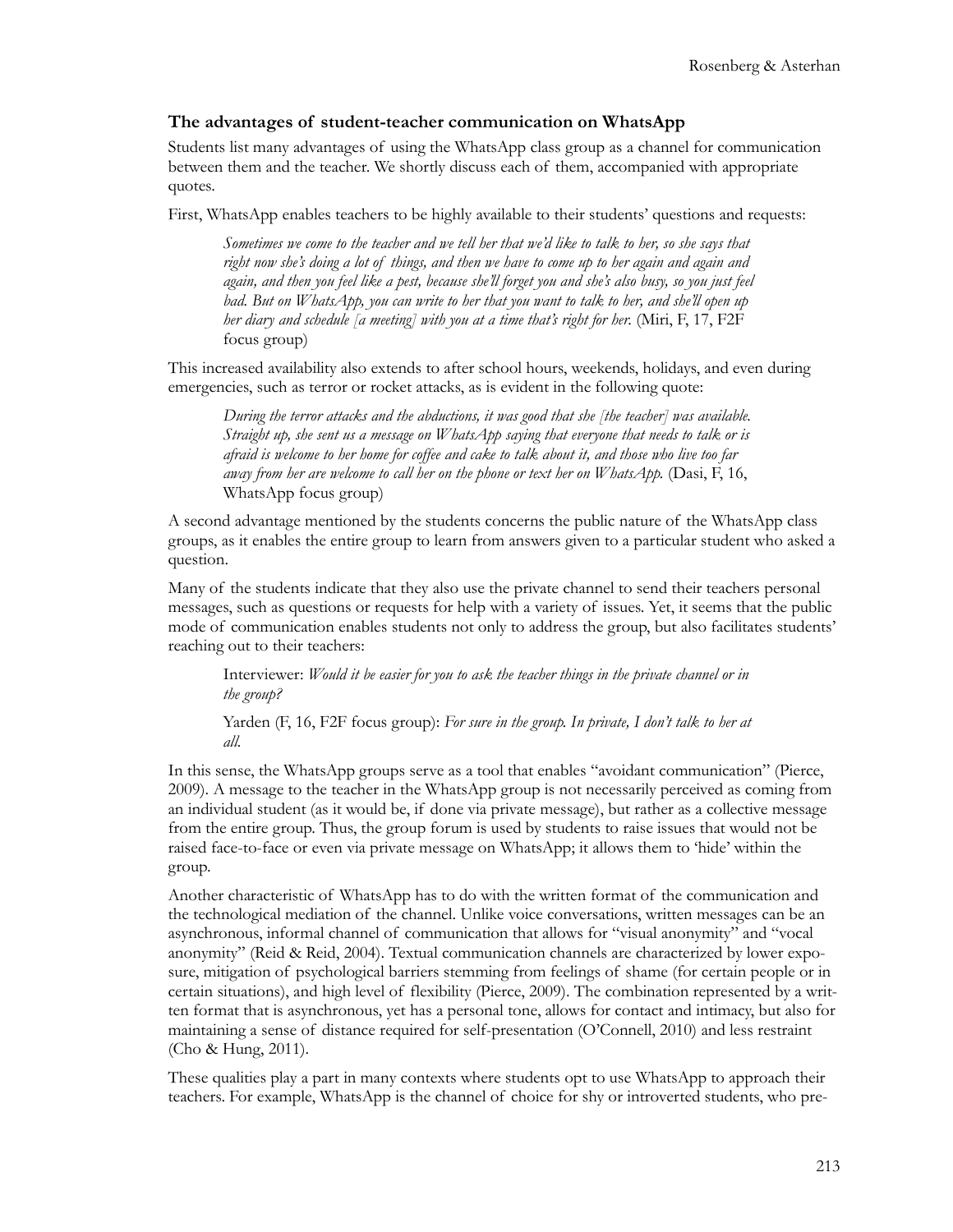### The advantages of student-teacher communication on WhatsApp

Students list many advantages of using the WhatsApp class group as a channel for communication between them and the teacher. We shortly discuss each of them, accompanied with appropriate quotes.

First, WhatsApp enables teachers to be highly available to their students' questions and requests:

> *Sometimes we come to the teacher and we tell her that we'd like to talk to her, so she says that right now she's doing a lot of things, and then we have to come up to her again and again and again, and then you feel like a pest, because she'll forget you and she's also busy, so you just feel bad. But on WhatsApp, you can write to her that you want to talk to her, and she'll open up her diary and schedule [a meeting] with you at a time that's right for her.* (Miri, F, 17, F2F focus group)

This increased availability also extends to after school hours, weekends, holidays, and even during emergencies, such as terror or rocket attacks, as is evident in the following quote:

> *During the terror attacks and the abductions, it was good that she [the teacher] was available. Straight up, she sent us a message on WhatsApp saying that everyone that needs to talk or is afraid is welcome to her home for coffee and cake to talk about it, and those who live too far away from her are welcome to call her on the phone or text her on WhatsApp.* (Dasi, F, 16, WhatsApp focus group)

A second advantage mentioned by the students concerns the public nature of the WhatsApp class groups, as it enables the entire group to learn from answers given to a particular student who asked a question.

Many of the students indicate that they also use the private channel to send their teachers personal messages, such as questions or requests for help with a variety of issues. Yet, it seems that the public mode of communication enables students not only to address the group, but also facilitates students' reaching out to their teachers:

> Interviewer: *Would it be easier for you to ask the teacher things in the private channel or in the group?*
>
> Yarden (F, 16, F2F focus group): *For sure in the group. In private, I don't talk to her at all.*

In this sense, the WhatsApp groups serve as a tool that enables "avoidant communication" (Pierce, 2009). A message to the teacher in the WhatsApp group is not necessarily perceived as coming from an individual student (as it would be, if done via private message), but rather as a collective message from the entire group. Thus, the group forum is used by students to raise issues that would not be raised face-to-face or even via private message on WhatsApp; it allows them to 'hide' within the group.

Another characteristic of WhatsApp has to do with the written format of the communication and the technological mediation of the channel. Unlike voice conversations, written messages can be an asynchronous, informal channel of communication that allows for "visual anonymity" and "vocal anonymity" (Reid & Reid, 2004). Textual communication channels are characterized by lower exposure, mitigation of psychological barriers stemming from feelings of shame (for certain people or in certain situations), and high level of flexibility (Pierce, 2009). The combination represented by a written format that is asynchronous, yet has a personal tone, allows for contact and intimacy, but also for maintaining a sense of distance required for self-presentation (O'Connell, 2010) and less restraint (Cho & Hung, 2011).

These qualities play a part in many contexts where students opt to use WhatsApp to approach their teachers. For example, WhatsApp is the channel of choice for shy or introverted students, who pre-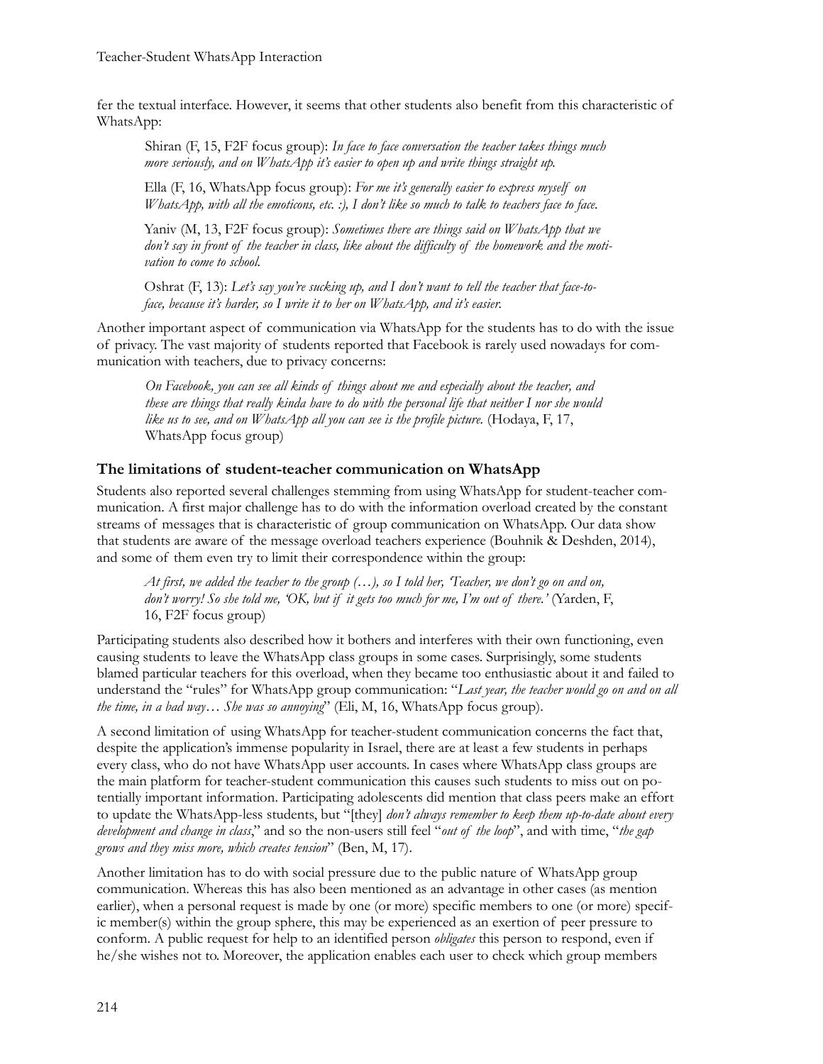fer the textual interface. However, it seems that other students also benefit from this characteristic of WhatsApp:

> Shiran (F, 15, F2F focus group): *In face to face conversation the teacher takes things much more seriously, and on WhatsApp it's easier to open up and write things straight up.*
>
> Ella (F, 16, WhatsApp focus group): *For me it's generally easier to express myself on WhatsApp, with all the emoticons, etc. :), I don't like so much to talk to teachers face to face.*
>
> Yaniv (M, 13, F2F focus group): *Sometimes there are things said on WhatsApp that we don't say in front of the teacher in class, like about the difficulty of the homework and the motivation to come to school.*
>
> Oshrat (F, 13): *Let's say you're sucking up, and I don't want to tell the teacher that face-to-face, because it's harder, so I write it to her on WhatsApp, and it's easier.*

Another important aspect of communication via WhatsApp for the students has to do with the issue of privacy. The vast majority of students reported that Facebook is rarely used nowadays for communication with teachers, due to privacy concerns:

> *On Facebook, you can see all kinds of things about me and especially about the teacher, and these are things that really kinda have to do with the personal life that neither I nor she would like us to see, and on WhatsApp all you can see is the profile picture.* (Hodaya, F, 17, WhatsApp focus group)

### The limitations of student-teacher communication on WhatsApp

Students also reported several challenges stemming from using WhatsApp for student-teacher communication. A first major challenge has to do with the information overload created by the constant streams of messages that is characteristic of group communication on WhatsApp. Our data show that students are aware of the message overload teachers experience (Bouhnik & Deshden, 2014), and some of them even try to limit their correspondence within the group:

> *At first, we added the teacher to the group (…), so I told her, 'Teacher, we don't go on and on, don't worry! So she told me, 'OK, but if it gets too much for me, I'm out of there.'* (Yarden, F, 16, F2F focus group)

Participating students also described how it bothers and interferes with their own functioning, even causing students to leave the WhatsApp class groups in some cases. Surprisingly, some students blamed particular teachers for this overload, when they became too enthusiastic about it and failed to understand the "rules" for WhatsApp group communication: "*Last year, the teacher would go on and on all the time, in a bad way… She was so annoying*" (Eli, M, 16, WhatsApp focus group).

A second limitation of using WhatsApp for teacher-student communication concerns the fact that, despite the application's immense popularity in Israel, there are at least a few students in perhaps every class, who do not have WhatsApp user accounts. In cases where WhatsApp class groups are the main platform for teacher-student communication this causes such students to miss out on potentially important information. Participating adolescents did mention that class peers make an effort to update the WhatsApp-less students, but "[they] *don't always remember to keep them up-to-date about every development and change in class*," and so the non-users still feel "*out of the loop*", and with time, "*the gap grows and they miss more, which creates tension*" (Ben, M, 17).

Another limitation has to do with social pressure due to the public nature of WhatsApp group communication. Whereas this has also been mentioned as an advantage in other cases (as mention earlier), when a personal request is made by one (or more) specific members to one (or more) specific member(s) within the group sphere, this may be experienced as an exertion of peer pressure to conform. A public request for help to an identified person *obligates* this person to respond, even if he/she wishes not to. Moreover, the application enables each user to check which group members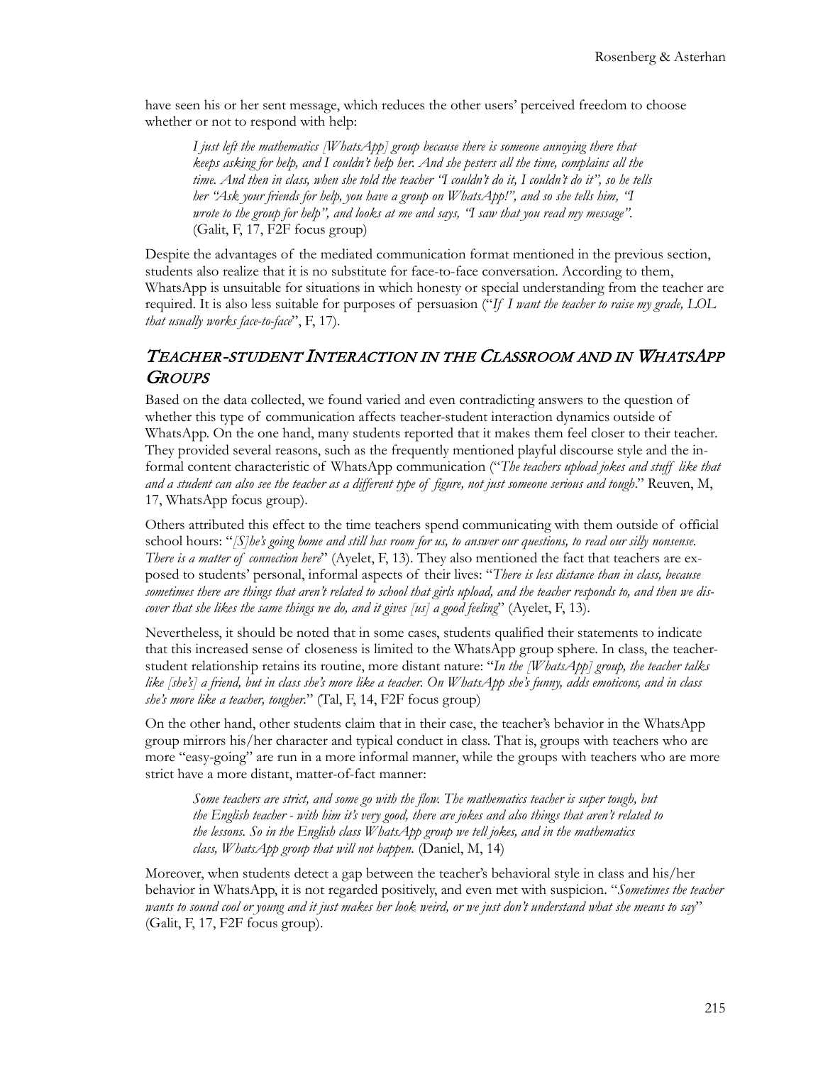have seen his or her sent message, which reduces the other users' perceived freedom to choose whether or not to respond with help:

> *I just left the mathematics [WhatsApp] group because there is someone annoying there that keeps asking for help, and I couldn't help her. And she pesters all the time, complains all the time. And then in class, when she told the teacher "I couldn't do it, I couldn't do it", so he tells her "Ask your friends for help, you have a group on WhatsApp!", and so she tells him, "I wrote to the group for help", and looks at me and says, "I saw that you read my message".* (Galit, F, 17, F2F focus group)

Despite the advantages of the mediated communication format mentioned in the previous section, students also realize that it is no substitute for face-to-face conversation. According to them, WhatsApp is unsuitable for situations in which honesty or special understanding from the teacher are required. It is also less suitable for purposes of persuasion ("*If I want the teacher to raise my grade, LOL that usually works face-to-face*", F, 17).

## *Teacher-student Interaction in the Classroom and in WhatsApp Groups*

Based on the data collected, we found varied and even contradicting answers to the question of whether this type of communication affects teacher-student interaction dynamics outside of WhatsApp. On the one hand, many students reported that it makes them feel closer to their teacher. They provided several reasons, such as the frequently mentioned playful discourse style and the informal content characteristic of WhatsApp communication ("*The teachers upload jokes and stuff like that and a student can also see the teacher as a different type of figure, not just someone serious and tough*." Reuven, M, 17, WhatsApp focus group).

Others attributed this effect to the time teachers spend communicating with them outside of official school hours: "*[S]he's going home and still has room for us, to answer our questions, to read our silly nonsense. There is a matter of connection here*" (Ayelet, F, 13). They also mentioned the fact that teachers are exposed to students' personal, informal aspects of their lives: "*There is less distance than in class, because sometimes there are things that aren't related to school that girls upload, and the teacher responds to, and then we discover that she likes the same things we do, and it gives [us] a good feeling*" (Ayelet, F, 13).

Nevertheless, it should be noted that in some cases, students qualified their statements to indicate that this increased sense of closeness is limited to the WhatsApp group sphere. In class, the teacher-student relationship retains its routine, more distant nature: "*In the [WhatsApp] group, the teacher talks like [she's] a friend, but in class she's more like a teacher. On WhatsApp she's funny, adds emoticons, and in class she's more like a teacher, tougher*." (Tal, F, 14, F2F focus group)

On the other hand, other students claim that in their case, the teacher's behavior in the WhatsApp group mirrors his/her character and typical conduct in class. That is, groups with teachers who are more "easy-going" are run in a more informal manner, while the groups with teachers who are more strict have a more distant, matter-of-fact manner:

> *Some teachers are strict, and some go with the flow. The mathematics teacher is super tough, but the English teacher - with him it's very good, there are jokes and also things that aren't related to the lessons. So in the English class WhatsApp group we tell jokes, and in the mathematics class, WhatsApp group that will not happen.* (Daniel, M, 14)

Moreover, when students detect a gap between the teacher's behavioral style in class and his/her behavior in WhatsApp, it is not regarded positively, and even met with suspicion. "*Sometimes the teacher wants to sound cool or young and it just makes her look weird, or we just don't understand what she means to say*" (Galit, F, 17, F2F focus group).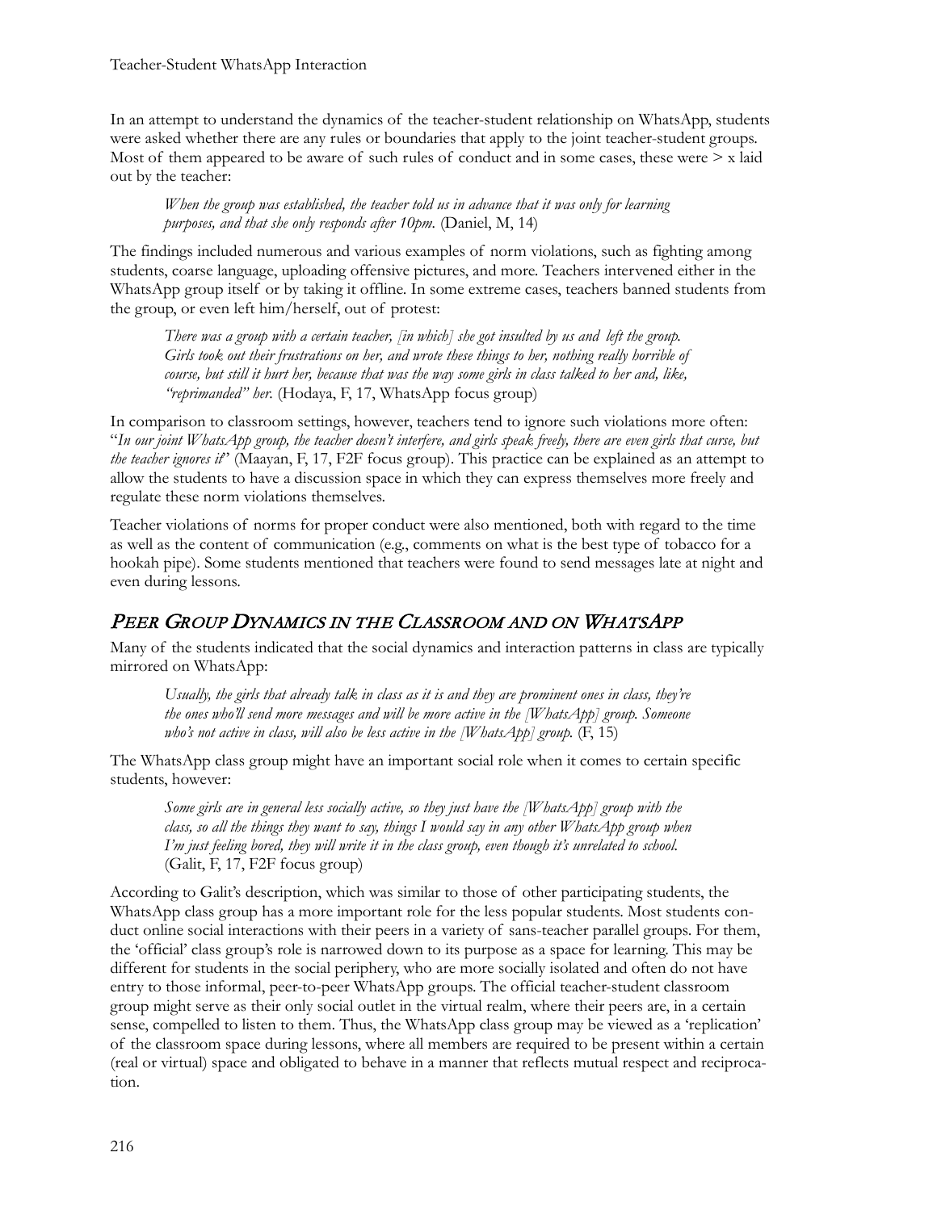In an attempt to understand the dynamics of the teacher-student relationship on WhatsApp, students were asked whether there are any rules or boundaries that apply to the joint teacher-student groups. Most of them appeared to be aware of such rules of conduct and in some cases, these were > x laid out by the teacher:

> *When the group was established, the teacher told us in advance that it was only for learning purposes, and that she only responds after 10pm.* (Daniel, M, 14)

The findings included numerous and various examples of norm violations, such as fighting among students, coarse language, uploading offensive pictures, and more. Teachers intervened either in the WhatsApp group itself or by taking it offline. In some extreme cases, teachers banned students from the group, or even left him/herself, out of protest:

> *There was a group with a certain teacher, [in which] she got insulted by us and left the group. Girls took out their frustrations on her, and wrote these things to her, nothing really horrible of course, but still it hurt her, because that was the way some girls in class talked to her and, like, "reprimanded" her.* (Hodaya, F, 17, WhatsApp focus group)

In comparison to classroom settings, however, teachers tend to ignore such violations more often: "*In our joint WhatsApp group, the teacher doesn't interfere, and girls speak freely, there are even girls that curse, but the teacher ignores it*" (Maayan, F, 17, F2F focus group). This practice can be explained as an attempt to allow the students to have a discussion space in which they can express themselves more freely and regulate these norm violations themselves.

Teacher violations of norms for proper conduct were also mentioned, both with regard to the time as well as the content of communication (e.g., comments on what is the best type of tobacco for a hookah pipe). Some students mentioned that teachers were found to send messages late at night and even during lessons.

## *Peer Group Dynamics in the Classroom and on WhatsApp*

Many of the students indicated that the social dynamics and interaction patterns in class are typically mirrored on WhatsApp:

> *Usually, the girls that already talk in class as it is and they are prominent ones in class, they're the ones who'll send more messages and will be more active in the [WhatsApp] group. Someone who's not active in class, will also be less active in the [WhatsApp] group.* (F, 15)

The WhatsApp class group might have an important social role when it comes to certain specific students, however:

> *Some girls are in general less socially active, so they just have the [WhatsApp] group with the class, so all the things they want to say, things I would say in any other WhatsApp group when I'm just feeling bored, they will write it in the class group, even though it's unrelated to school.* (Galit, F, 17, F2F focus group)

According to Galit's description, which was similar to those of other participating students, the WhatsApp class group has a more important role for the less popular students. Most students conduct online social interactions with their peers in a variety of sans-teacher parallel groups. For them, the 'official' class group's role is narrowed down to its purpose as a space for learning. This may be different for students in the social periphery, who are more socially isolated and often do not have entry to those informal, peer-to-peer WhatsApp groups. The official teacher-student classroom group might serve as their only social outlet in the virtual realm, where their peers are, in a certain sense, compelled to listen to them. Thus, the WhatsApp class group may be viewed as a 'replication' of the classroom space during lessons, where all members are required to be present within a certain (real or virtual) space and obligated to behave in a manner that reflects mutual respect and reciprocation.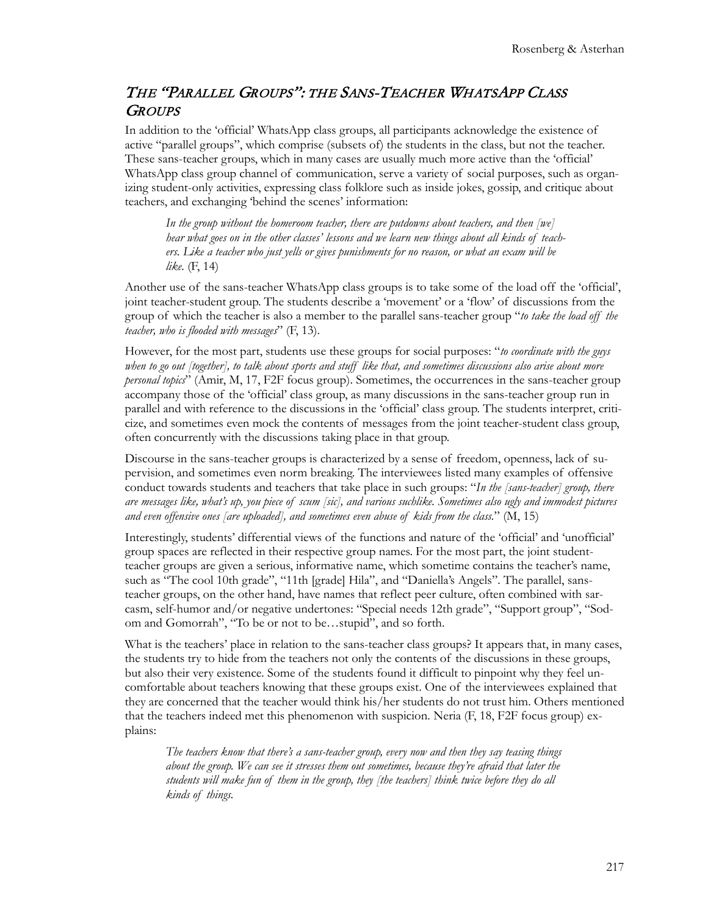## *The "Parallel Groups": the Sans-Teacher WhatsApp Class Groups*

In addition to the 'official' WhatsApp class groups, all participants acknowledge the existence of active "parallel groups", which comprise (subsets of) the students in the class, but not the teacher. These sans-teacher groups, which in many cases are usually much more active than the 'official' WhatsApp class group channel of communication, serve a variety of social purposes, such as organizing student-only activities, expressing class folklore such as inside jokes, gossip, and critique about teachers, and exchanging 'behind the scenes' information:

> *In the group without the homeroom teacher, there are putdowns about teachers, and then [we] hear what goes on in the other classes' lessons and we learn new things about all kinds of teachers. Like a teacher who just yells or gives punishments for no reason, or what an exam will be like.* (F, 14)

Another use of the sans-teacher WhatsApp class groups is to take some of the load off the 'official', joint teacher-student group. The students describe a 'movement' or a 'flow' of discussions from the group of which the teacher is also a member to the parallel sans-teacher group "*to take the load off the teacher, who is flooded with messages*" (F, 13).

However, for the most part, students use these groups for social purposes: "*to coordinate with the guys when to go out [together], to talk about sports and stuff like that, and sometimes discussions also arise about more personal topics*" (Amir, M, 17, F2F focus group). Sometimes, the occurrences in the sans-teacher group accompany those of the 'official' class group, as many discussions in the sans-teacher group run in parallel and with reference to the discussions in the 'official' class group. The students interpret, criticize, and sometimes even mock the contents of messages from the joint teacher-student class group, often concurrently with the discussions taking place in that group.

Discourse in the sans-teacher groups is characterized by a sense of freedom, openness, lack of supervision, and sometimes even norm breaking. The interviewees listed many examples of offensive conduct towards students and teachers that take place in such groups: "*In the [sans-teacher] group, there are messages like, what's up, you piece of scum [sic], and various suchlike. Sometimes also ugly and immodest pictures and even offensive ones [are uploaded], and sometimes even abuse of kids from the class.*" (M, 15)

Interestingly, students' differential views of the functions and nature of the 'official' and 'unofficial' group spaces are reflected in their respective group names. For the most part, the joint student-teacher groups are given a serious, informative name, which sometime contains the teacher's name, such as "The cool 10th grade", "11th [grade] Hila", and "Daniella's Angels". The parallel, sans-teacher groups, on the other hand, have names that reflect peer culture, often combined with sarcasm, self-humor and/or negative undertones: "Special needs 12th grade", "Support group", "Sodom and Gomorrah", "To be or not to be…stupid", and so forth.

What is the teachers' place in relation to the sans-teacher class groups? It appears that, in many cases, the students try to hide from the teachers not only the contents of the discussions in these groups, but also their very existence. Some of the students found it difficult to pinpoint why they feel uncomfortable about teachers knowing that these groups exist. One of the interviewees explained that they are concerned that the teacher would think his/her students do not trust him. Others mentioned that the teachers indeed met this phenomenon with suspicion. Neria (F, 18, F2F focus group) explains:

> *The teachers know that there's a sans-teacher group, every now and then they say teasing things about the group. We can see it stresses them out sometimes, because they're afraid that later the students will make fun of them in the group, they [the teachers] think twice before they do all kinds of things.*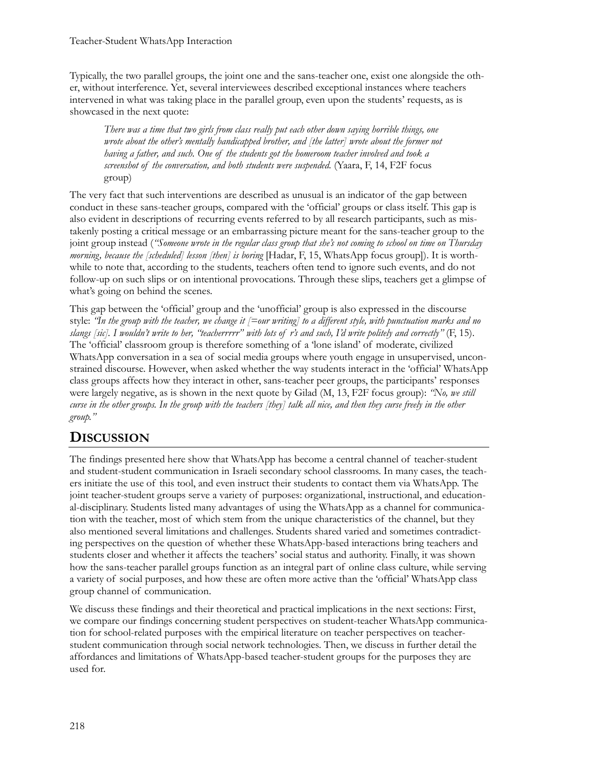Typically, the two parallel groups, the joint one and the sans-teacher one, exist one alongside the other, without interference. Yet, several interviewees described exceptional instances where teachers intervened in what was taking place in the parallel group, even upon the students' requests, as is showcased in the next quote:

> *There was a time that two girls from class really put each other down saying horrible things, one wrote about the other's mentally handicapped brother, and [the latter] wrote about the former not having a father, and such. One of the students got the homeroom teacher involved and took a screenshot of the conversation, and both students were suspended.* (Yaara, F, 14, F2F focus group)

The very fact that such interventions are described as unusual is an indicator of the gap between conduct in these sans-teacher groups, compared with the 'official' groups or class itself. This gap is also evident in descriptions of recurring events referred to by all research participants, such as mistakenly posting a critical message or an embarrassing picture meant for the sans-teacher group to the joint group instead (*"Someone wrote in the regular class group that she's not coming to school on time on Thursday morning, because the [scheduled] lesson [then] is boring* [Hadar, F, 15, WhatsApp focus group]). It is worthwhile to note that, according to the students, teachers often tend to ignore such events, and do not follow-up on such slips or on intentional provocations. Through these slips, teachers get a glimpse of what's going on behind the scenes.

This gap between the 'official' group and the 'unofficial' group is also expressed in the discourse style: *"In the group with the teacher, we change it [=our writing] to a different style, with punctuation marks and no slangs [sic]. I wouldn't write to her, "teacherrrrr" with lots of r's and such, I'd write politely and correctly"* (F, 15). The 'official' classroom group is therefore something of a 'lone island' of moderate, civilized WhatsApp conversation in a sea of social media groups where youth engage in unsupervised, unconstrained discourse. However, when asked whether the way students interact in the 'official' WhatsApp class groups affects how they interact in other, sans-teacher peer groups, the participants' responses were largely negative, as is shown in the next quote by Gilad (M, 13, F2F focus group): *"No, we still curse in the other groups. In the group with the teachers [they] talk all nice, and then they curse freely in the other group."*

## Discussion

The findings presented here show that WhatsApp has become a central channel of teacher-student and student-student communication in Israeli secondary school classrooms. In many cases, the teachers initiate the use of this tool, and even instruct their students to contact them via WhatsApp. The joint teacher-student groups serve a variety of purposes: organizational, instructional, and educational-disciplinary. Students listed many advantages of using the WhatsApp as a channel for communication with the teacher, most of which stem from the unique characteristics of the channel, but they also mentioned several limitations and challenges. Students shared varied and sometimes contradicting perspectives on the question of whether these WhatsApp-based interactions bring teachers and students closer and whether it affects the teachers' social status and authority. Finally, it was shown how the sans-teacher parallel groups function as an integral part of online class culture, while serving a variety of social purposes, and how these are often more active than the 'official' WhatsApp class group channel of communication.

We discuss these findings and their theoretical and practical implications in the next sections: First, we compare our findings concerning student perspectives on student-teacher WhatsApp communication for school-related purposes with the empirical literature on teacher perspectives on teacher-student communication through social network technologies. Then, we discuss in further detail the affordances and limitations of WhatsApp-based teacher-student groups for the purposes they are used for.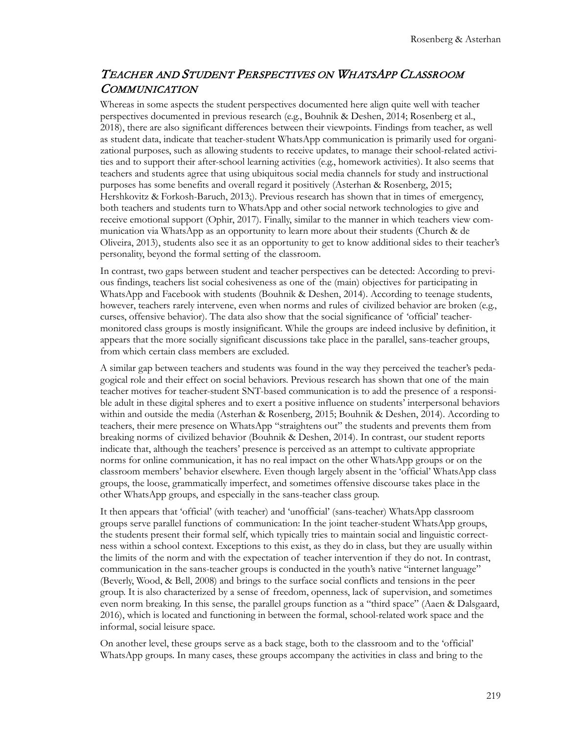## *Teacher and Student Perspectives on WhatsApp Classroom Communication*

Whereas in some aspects the student perspectives documented here align quite well with teacher perspectives documented in previous research (e.g., Bouhnik & Deshen, 2014; Rosenberg et al., 2018), there are also significant differences between their viewpoints. Findings from teacher, as well as student data, indicate that teacher-student WhatsApp communication is primarily used for organizational purposes, such as allowing students to receive updates, to manage their school-related activities and to support their after-school learning activities (e.g., homework activities). It also seems that teachers and students agree that using ubiquitous social media channels for study and instructional purposes has some benefits and overall regard it positively (Asterhan & Rosenberg, 2015; Hershkovitz & Forkosh-Baruch, 2013;). Previous research has shown that in times of emergency, both teachers and students turn to WhatsApp and other social network technologies to give and receive emotional support (Ophir, 2017). Finally, similar to the manner in which teachers view communication via WhatsApp as an opportunity to learn more about their students (Church & de Oliveira, 2013), students also see it as an opportunity to get to know additional sides to their teacher's personality, beyond the formal setting of the classroom.

In contrast, two gaps between student and teacher perspectives can be detected: According to previous findings, teachers list social cohesiveness as one of the (main) objectives for participating in WhatsApp and Facebook with students (Bouhnik & Deshen, 2014). According to teenage students, however, teachers rarely intervene, even when norms and rules of civilized behavior are broken (e.g., curses, offensive behavior). The data also show that the social significance of 'official' teacher-monitored class groups is mostly insignificant. While the groups are indeed inclusive by definition, it appears that the more socially significant discussions take place in the parallel, sans-teacher groups, from which certain class members are excluded.

A similar gap between teachers and students was found in the way they perceived the teacher's pedagogical role and their effect on social behaviors. Previous research has shown that one of the main teacher motives for teacher-student SNT-based communication is to add the presence of a responsible adult in these digital spheres and to exert a positive influence on students' interpersonal behaviors within and outside the media (Asterhan & Rosenberg, 2015; Bouhnik & Deshen, 2014). According to teachers, their mere presence on WhatsApp "straightens out" the students and prevents them from breaking norms of civilized behavior (Bouhnik & Deshen, 2014). In contrast, our student reports indicate that, although the teachers' presence is perceived as an attempt to cultivate appropriate norms for online communication, it has no real impact on the other WhatsApp groups or on the classroom members' behavior elsewhere. Even though largely absent in the 'official' WhatsApp class groups, the loose, grammatically imperfect, and sometimes offensive discourse takes place in the other WhatsApp groups, and especially in the sans-teacher class group.

It then appears that 'official' (with teacher) and 'unofficial' (sans-teacher) WhatsApp classroom groups serve parallel functions of communication: In the joint teacher-student WhatsApp groups, the students present their formal self, which typically tries to maintain social and linguistic correctness within a school context. Exceptions to this exist, as they do in class, but they are usually within the limits of the norm and with the expectation of teacher intervention if they do not. In contrast, communication in the sans-teacher groups is conducted in the youth's native "internet language" (Beverly, Wood, & Bell, 2008) and brings to the surface social conflicts and tensions in the peer group. It is also characterized by a sense of freedom, openness, lack of supervision, and sometimes even norm breaking. In this sense, the parallel groups function as a "third space" (Aaen & Dalsgaard, 2016), which is located and functioning in between the formal, school-related work space and the informal, social leisure space.

On another level, these groups serve as a back stage, both to the classroom and to the 'official' WhatsApp groups. In many cases, these groups accompany the activities in class and bring to the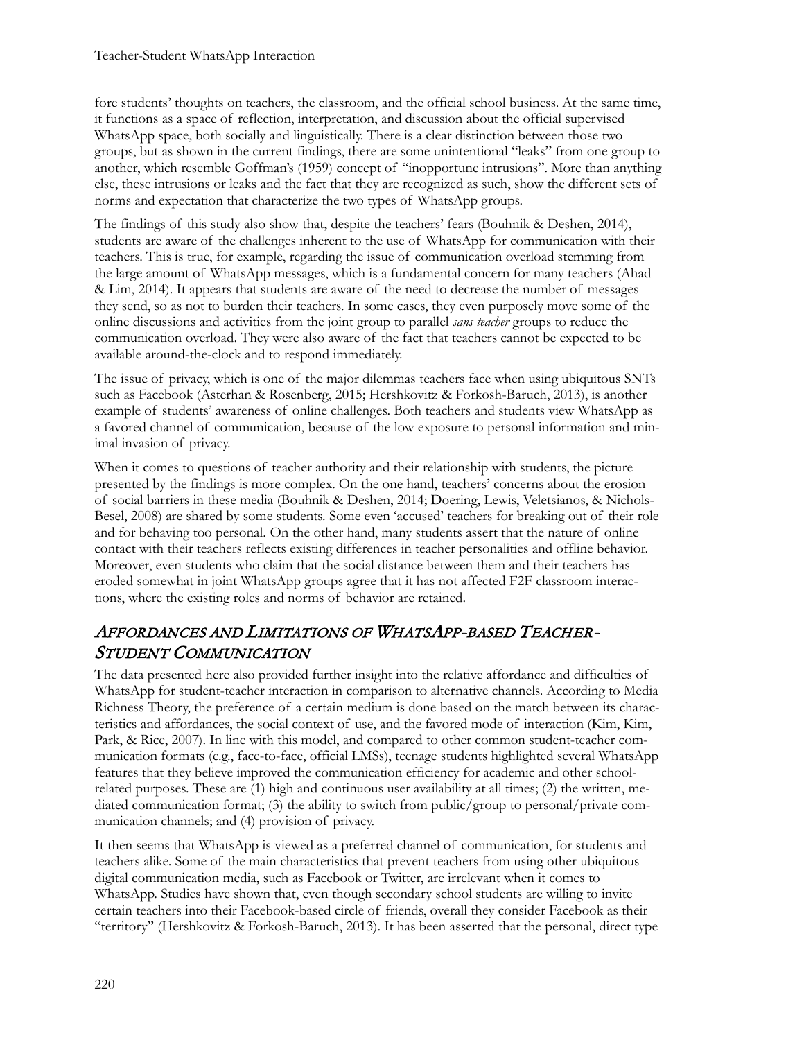fore students' thoughts on teachers, the classroom, and the official school business. At the same time, it functions as a space of reflection, interpretation, and discussion about the official supervised WhatsApp space, both socially and linguistically. There is a clear distinction between those two groups, but as shown in the current findings, there are some unintentional "leaks" from one group to another, which resemble Goffman's (1959) concept of "inopportune intrusions". More than anything else, these intrusions or leaks and the fact that they are recognized as such, show the different sets of norms and expectation that characterize the two types of WhatsApp groups.

The findings of this study also show that, despite the teachers' fears (Bouhnik & Deshen, 2014), students are aware of the challenges inherent to the use of WhatsApp for communication with their teachers. This is true, for example, regarding the issue of communication overload stemming from the large amount of WhatsApp messages, which is a fundamental concern for many teachers (Ahad & Lim, 2014). It appears that students are aware of the need to decrease the number of messages they send, so as not to burden their teachers. In some cases, they even purposely move some of the online discussions and activities from the joint group to parallel *sans teacher* groups to reduce the communication overload. They were also aware of the fact that teachers cannot be expected to be available around-the-clock and to respond immediately.

The issue of privacy, which is one of the major dilemmas teachers face when using ubiquitous SNTs such as Facebook (Asterhan & Rosenberg, 2015; Hershkovitz & Forkosh-Baruch, 2013), is another example of students' awareness of online challenges. Both teachers and students view WhatsApp as a favored channel of communication, because of the low exposure to personal information and minimal invasion of privacy.

When it comes to questions of teacher authority and their relationship with students, the picture presented by the findings is more complex. On the one hand, teachers' concerns about the erosion of social barriers in these media (Bouhnik & Deshen, 2014; Doering, Lewis, Veletsianos, & Nichols-Besel, 2008) are shared by some students. Some even 'accused' teachers for breaking out of their role and for behaving too personal. On the other hand, many students assert that the nature of online contact with their teachers reflects existing differences in teacher personalities and offline behavior. Moreover, even students who claim that the social distance between them and their teachers has eroded somewhat in joint WhatsApp groups agree that it has not affected F2F classroom interactions, where the existing roles and norms of behavior are retained.

## *Affordances and Limitations of WhatsApp-based Teacher-Student Communication*

The data presented here also provided further insight into the relative affordance and difficulties of WhatsApp for student-teacher interaction in comparison to alternative channels. According to Media Richness Theory, the preference of a certain medium is done based on the match between its characteristics and affordances, the social context of use, and the favored mode of interaction (Kim, Kim, Park, & Rice, 2007). In line with this model, and compared to other common student-teacher communication formats (e.g., face-to-face, official LMSs), teenage students highlighted several WhatsApp features that they believe improved the communication efficiency for academic and other school-related purposes. These are (1) high and continuous user availability at all times; (2) the written, mediated communication format; (3) the ability to switch from public/group to personal/private communication channels; and (4) provision of privacy.

It then seems that WhatsApp is viewed as a preferred channel of communication, for students and teachers alike. Some of the main characteristics that prevent teachers from using other ubiquitous digital communication media, such as Facebook or Twitter, are irrelevant when it comes to WhatsApp. Studies have shown that, even though secondary school students are willing to invite certain teachers into their Facebook-based circle of friends, overall they consider Facebook as their "territory" (Hershkovitz & Forkosh-Baruch, 2013). It has been asserted that the personal, direct type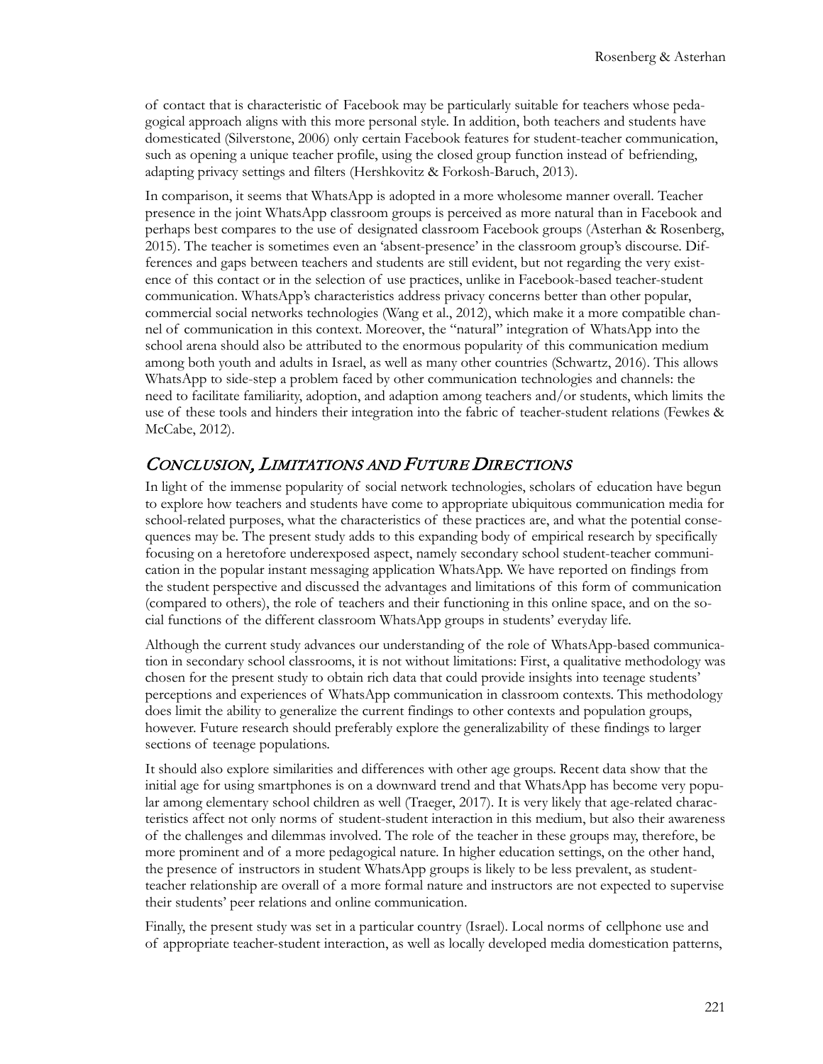of contact that is characteristic of Facebook may be particularly suitable for teachers whose pedagogical approach aligns with this more personal style. In addition, both teachers and students have domesticated (Silverstone, 2006) only certain Facebook features for student-teacher communication, such as opening a unique teacher profile, using the closed group function instead of befriending, adapting privacy settings and filters (Hershkovitz & Forkosh-Baruch, 2013).

In comparison, it seems that WhatsApp is adopted in a more wholesome manner overall. Teacher presence in the joint WhatsApp classroom groups is perceived as more natural than in Facebook and perhaps best compares to the use of designated classroom Facebook groups (Asterhan & Rosenberg, 2015). The teacher is sometimes even an 'absent-presence' in the classroom group's discourse. Differences and gaps between teachers and students are still evident, but not regarding the very existence of this contact or in the selection of use practices, unlike in Facebook-based teacher-student communication. WhatsApp's characteristics address privacy concerns better than other popular, commercial social networks technologies (Wang et al., 2012), which make it a more compatible channel of communication in this context. Moreover, the "natural" integration of WhatsApp into the school arena should also be attributed to the enormous popularity of this communication medium among both youth and adults in Israel, as well as many other countries (Schwartz, 2016). This allows WhatsApp to side-step a problem faced by other communication technologies and channels: the need to facilitate familiarity, adoption, and adaption among teachers and/or students, which limits the use of these tools and hinders their integration into the fabric of teacher-student relations (Fewkes & McCabe, 2012).

## *Conclusion, Limitations and Future Directions*

In light of the immense popularity of social network technologies, scholars of education have begun to explore how teachers and students have come to appropriate ubiquitous communication media for school-related purposes, what the characteristics of these practices are, and what the potential consequences may be. The present study adds to this expanding body of empirical research by specifically focusing on a heretofore underexposed aspect, namely secondary school student-teacher communication in the popular instant messaging application WhatsApp. We have reported on findings from the student perspective and discussed the advantages and limitations of this form of communication (compared to others), the role of teachers and their functioning in this online space, and on the social functions of the different classroom WhatsApp groups in students' everyday life.

Although the current study advances our understanding of the role of WhatsApp-based communication in secondary school classrooms, it is not without limitations: First, a qualitative methodology was chosen for the present study to obtain rich data that could provide insights into teenage students' perceptions and experiences of WhatsApp communication in classroom contexts. This methodology does limit the ability to generalize the current findings to other contexts and population groups, however. Future research should preferably explore the generalizability of these findings to larger sections of teenage populations.

It should also explore similarities and differences with other age groups. Recent data show that the initial age for using smartphones is on a downward trend and that WhatsApp has become very popular among elementary school children as well (Traeger, 2017). It is very likely that age-related characteristics affect not only norms of student-student interaction in this medium, but also their awareness of the challenges and dilemmas involved. The role of the teacher in these groups may, therefore, be more prominent and of a more pedagogical nature. In higher education settings, on the other hand, the presence of instructors in student WhatsApp groups is likely to be less prevalent, as student-teacher relationship are overall of a more formal nature and instructors are not expected to supervise their students' peer relations and online communication.

Finally, the present study was set in a particular country (Israel). Local norms of cellphone use and of appropriate teacher-student interaction, as well as locally developed media domestication patterns,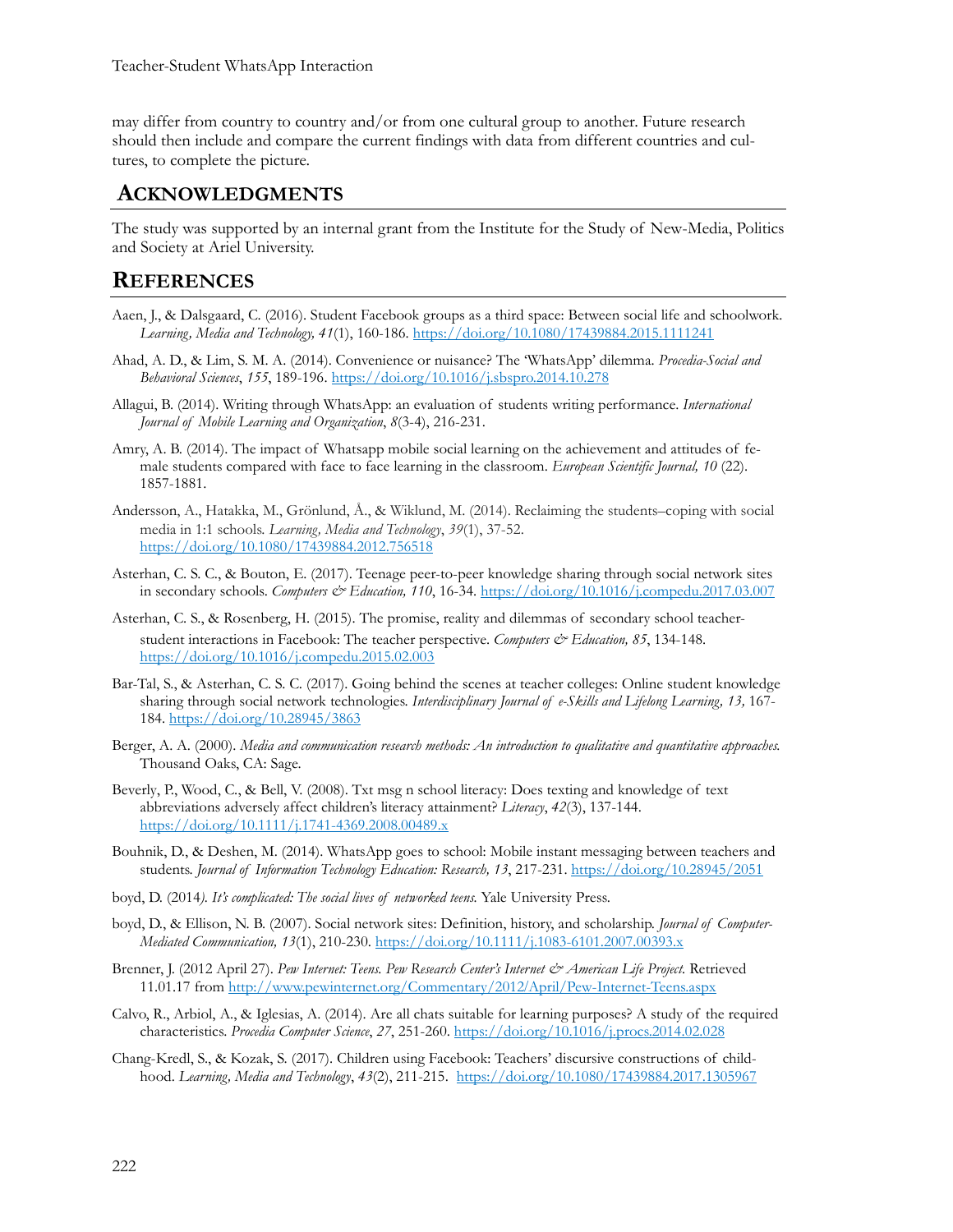may differ from country to country and/or from one cultural group to another. Future research should then include and compare the current findings with data from different countries and cultures, to complete the picture.

## ACKNOWLEDGMENTS

The study was supported by an internal grant from the Institute for the Study of New-Media, Politics and Society at Ariel University.

## REFERENCES

Aaen, J., & Dalsgaard, C. (2016). Student Facebook groups as a third space: Between social life and schoolwork. *Learning, Media and Technology, 41*(1), 160-186. https://doi.org/10.1080/17439884.2015.1111241

Ahad, A. D., & Lim, S. M. A. (2014). Convenience or nuisance? The 'WhatsApp' dilemma. *Procedia-Social and Behavioral Sciences*, *155*, 189-196. https://doi.org/10.1016/j.sbspro.2014.10.278

Allagui, B. (2014). Writing through WhatsApp: an evaluation of students writing performance. *International Journal of Mobile Learning and Organization*, *8*(3-4), 216-231.

Amry, A. B. (2014). The impact of Whatsapp mobile social learning on the achievement and attitudes of female students compared with face to face learning in the classroom. *European Scientific Journal, 10* (22). 1857-1881.

Andersson, A., Hatakka, M., Grönlund, Å., & Wiklund, M. (2014). Reclaiming the students–coping with social media in 1:1 schools. *Learning, Media and Technology*, *39*(1), 37-52. https://doi.org/10.1080/17439884.2012.756518

Asterhan, C. S. C., & Bouton, E. (2017). Teenage peer-to-peer knowledge sharing through social network sites in secondary schools. *Computers & Education, 110*, 16-34. https://doi.org/10.1016/j.compedu.2017.03.007

Asterhan, C. S., & Rosenberg, H. (2015). The promise, reality and dilemmas of secondary school teacher-student interactions in Facebook: The teacher perspective. *Computers & Education, 85*, 134-148. https://doi.org/10.1016/j.compedu.2015.02.003

Bar-Tal, S., & Asterhan, C. S. C. (2017). Going behind the scenes at teacher colleges: Online student knowledge sharing through social network technologies. *Interdisciplinary Journal of e-Skills and Lifelong Learning, 13,* 167-184. https://doi.org/10.28945/3863

Berger, A. A. (2000). *Media and communication research methods: An introduction to qualitative and quantitative approaches.* Thousand Oaks, CA: Sage.

Beverly, P., Wood, C., & Bell, V. (2008). Txt msg n school literacy: Does texting and knowledge of text abbreviations adversely affect children's literacy attainment? *Literacy*, *42*(3), 137-144. https://doi.org/10.1111/j.1741-4369.2008.00489.x

Bouhnik, D., & Deshen, M. (2014). WhatsApp goes to school: Mobile instant messaging between teachers and students. *Journal of Information Technology Education: Research, 13*, 217-231. https://doi.org/10.28945/2051

boyd, D. (2014*). It's complicated: The social lives of networked teens.* Yale University Press.

boyd, D., & Ellison, N. B. (2007). Social network sites: Definition, history, and scholarship. *Journal of Computer-Mediated Communication, 13*(1), 210-230. https://doi.org/10.1111/j.1083-6101.2007.00393.x

Brenner, J. (2012 April 27). *Pew Internet: Teens. Pew Research Center's Internet & American Life Project.* Retrieved 11.01.17 from http://www.pewinternet.org/Commentary/2012/April/Pew-Internet-Teens.aspx

Calvo, R., Arbiol, A., & Iglesias, A. (2014). Are all chats suitable for learning purposes? A study of the required characteristics. *Procedia Computer Science*, *27*, 251-260. https://doi.org/10.1016/j.procs.2014.02.028

Chang-Kredl, S., & Kozak, S. (2017). Children using Facebook: Teachers' discursive constructions of childhood. *Learning, Media and Technology*, *43*(2), 211-215. https://doi.org/10.1080/17439884.2017.1305967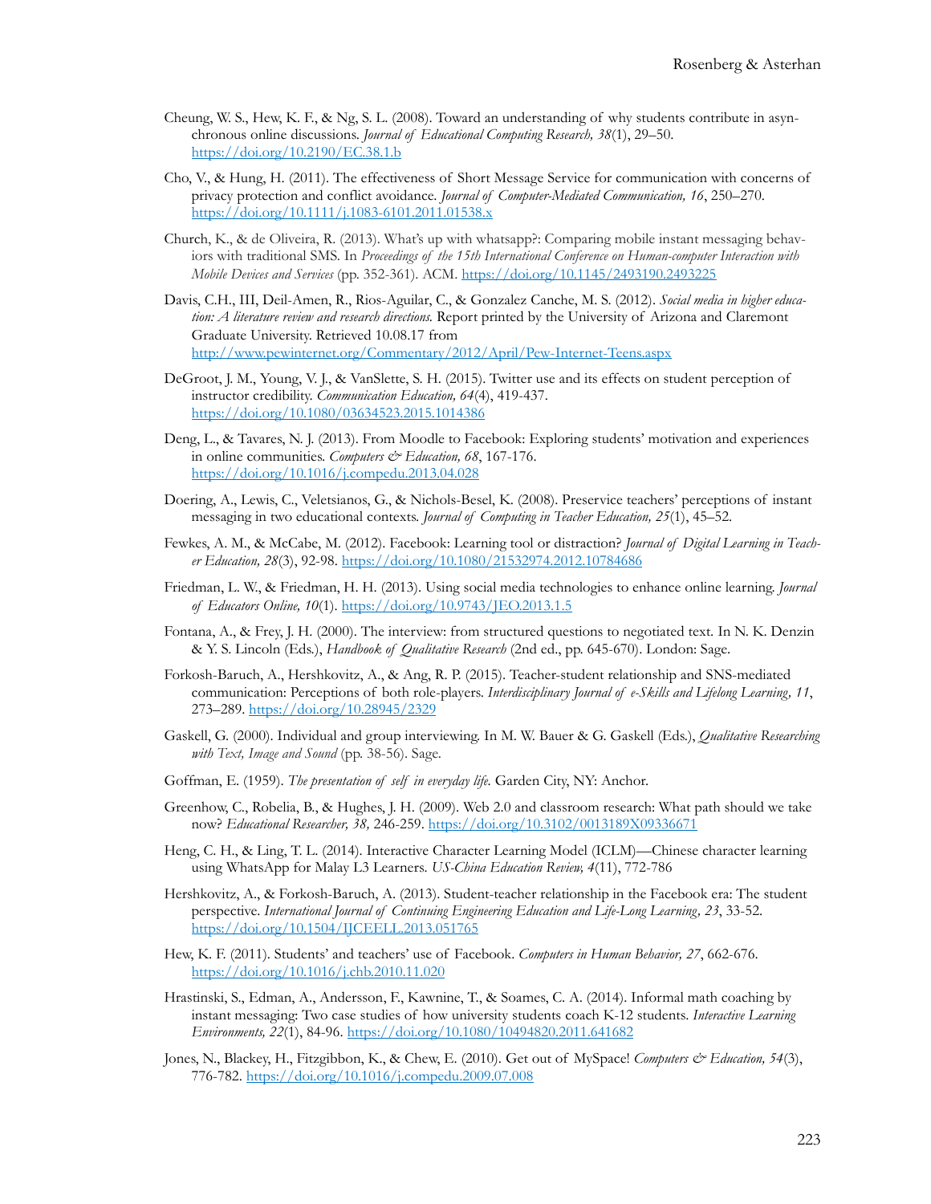Cheung, W. S., Hew, K. F., & Ng, S. L. (2008). Toward an understanding of why students contribute in asynchronous online discussions. *Journal of Educational Computing Research, 38*(1), 29–50. https://doi.org/10.2190/EC.38.1.b

Cho, V., & Hung, H. (2011). The effectiveness of Short Message Service for communication with concerns of privacy protection and conflict avoidance. *Journal of Computer-Mediated Communication, 16*, 250–270. https://doi.org/10.1111/j.1083-6101.2011.01538.x

Church, K., & de Oliveira, R. (2013). What's up with whatsapp?: Comparing mobile instant messaging behaviors with traditional SMS. In *Proceedings of the 15th International Conference on Human-computer Interaction with Mobile Devices and Services* (pp. 352-361). ACM. https://doi.org/10.1145/2493190.2493225

Davis, C.H., III, Deil-Amen, R., Rios-Aguilar, C., & Gonzalez Canche, M. S. (2012). *Social media in higher education: A literature review and research directions.* Report printed by the University of Arizona and Claremont Graduate University. Retrieved 10.08.17 from http://www.pewinternet.org/Commentary/2012/April/Pew-Internet-Teens.aspx

DeGroot, J. M., Young, V. J., & VanSlette, S. H. (2015). Twitter use and its effects on student perception of instructor credibility. *Communication Education, 64*(4), 419-437. https://doi.org/10.1080/03634523.2015.1014386

Deng, L., & Tavares, N. J. (2013). From Moodle to Facebook: Exploring students' motivation and experiences in online communities. *Computers & Education, 68*, 167-176. https://doi.org/10.1016/j.compedu.2013.04.028

Doering, A., Lewis, C., Veletsianos, G., & Nichols-Besel, K. (2008). Preservice teachers' perceptions of instant messaging in two educational contexts. *Journal of Computing in Teacher Education, 25*(1), 45–52.

Fewkes, A. M., & McCabe, M. (2012). Facebook: Learning tool or distraction? *Journal of Digital Learning in Teacher Education, 28*(3), 92-98. https://doi.org/10.1080/21532974.2012.10784686

Friedman, L. W., & Friedman, H. H. (2013). Using social media technologies to enhance online learning. *Journal of Educators Online, 10*(1). https://doi.org/10.9743/JEO.2013.1.5

Fontana, A., & Frey, J. H. (2000). The interview: from structured questions to negotiated text. In N. K. Denzin & Y. S. Lincoln (Eds.), *Handbook of Qualitative Research* (2nd ed., pp. 645-670). London: Sage.

Forkosh-Baruch, A., Hershkovitz, A., & Ang, R. P. (2015). Teacher-student relationship and SNS-mediated communication: Perceptions of both role-players. *Interdisciplinary Journal of e-Skills and Lifelong Learning, 11*, 273–289. https://doi.org/10.28945/2329

Gaskell, G. (2000). Individual and group interviewing. In M. W. Bauer & G. Gaskell (Eds.), *Qualitative Researching with Text, Image and Sound* (pp. 38-56). Sage.

Goffman, E. (1959). *The presentation of self in everyday life.* Garden City, NY: Anchor.

Greenhow, C., Robelia, B., & Hughes, J. H. (2009). Web 2.0 and classroom research: What path should we take now? *Educational Researcher, 38,* 246-259. https://doi.org/10.3102/0013189X09336671

Heng, C. H., & Ling, T. L. (2014). Interactive Character Learning Model (ICLM)—Chinese character learning using WhatsApp for Malay L3 Learners. *US-China Education Review, 4*(11), 772-786

Hershkovitz, A., & Forkosh-Baruch, A. (2013). Student-teacher relationship in the Facebook era: The student perspective. *International Journal of Continuing Engineering Education and Life-Long Learning, 23*, 33-52. https://doi.org/10.1504/IJCEELL.2013.051765

Hew, K. F. (2011). Students' and teachers' use of Facebook. *Computers in Human Behavior, 27*, 662-676. https://doi.org/10.1016/j.chb.2010.11.020

Hrastinski, S., Edman, A., Andersson, F., Kawnine, T., & Soames, C. A. (2014). Informal math coaching by instant messaging: Two case studies of how university students coach K-12 students. *Interactive Learning Environments, 22*(1), 84-96. https://doi.org/10.1080/10494820.2011.641682

Jones, N., Blackey, H., Fitzgibbon, K., & Chew, E. (2010). Get out of MySpace! *Computers & Education, 54*(3), 776-782. https://doi.org/10.1016/j.compedu.2009.07.008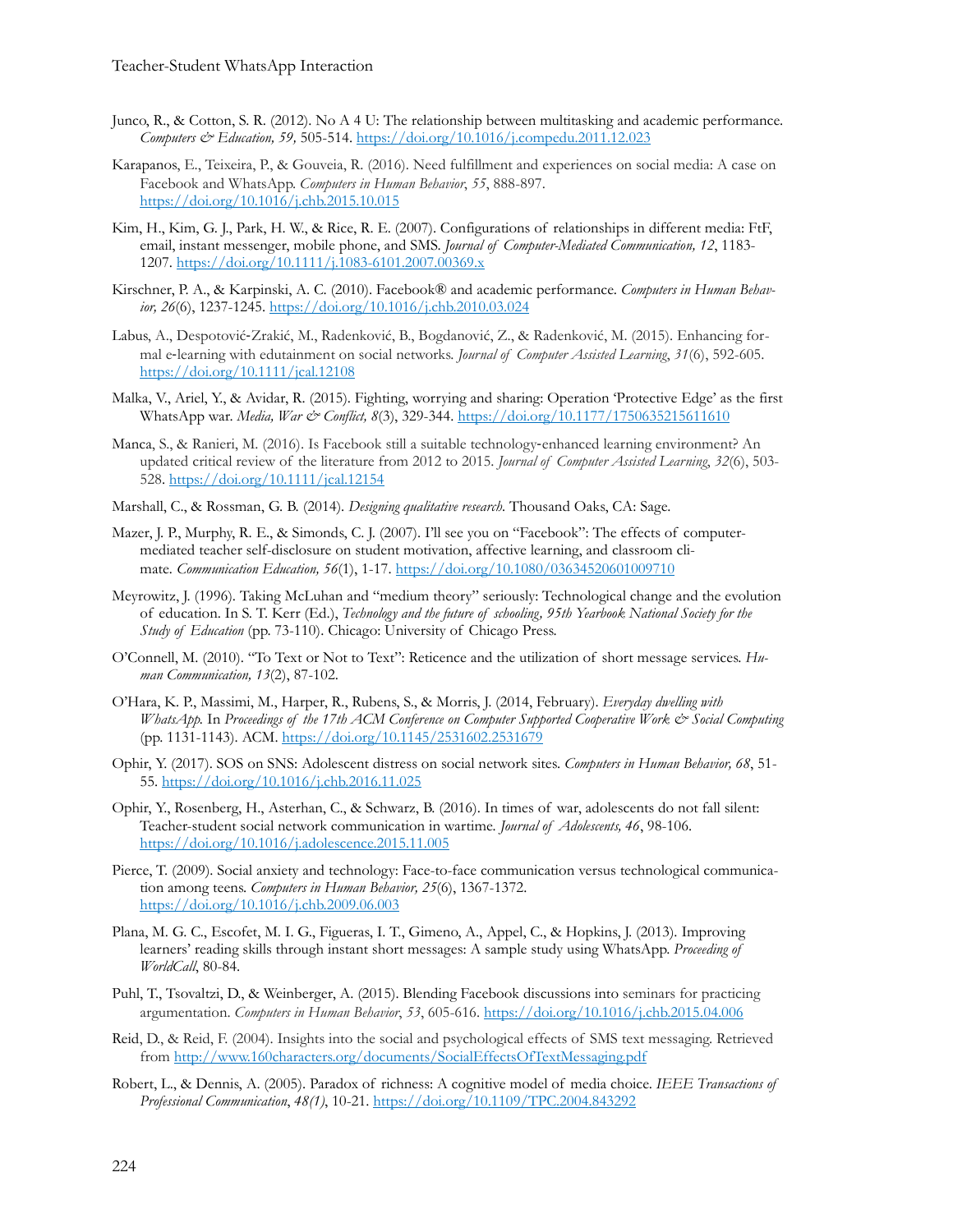Junco, R., & Cotton, S. R. (2012). No A 4 U: The relationship between multitasking and academic performance. *Computers & Education, 59,* 505-514. https://doi.org/10.1016/j.compedu.2011.12.023

Karapanos, E., Teixeira, P., & Gouveia, R. (2016). Need fulfillment and experiences on social media: A case on Facebook and WhatsApp. *Computers in Human Behavior*, *55*, 888-897. https://doi.org/10.1016/j.chb.2015.10.015

Kim, H., Kim, G. J., Park, H. W., & Rice, R. E. (2007). Configurations of relationships in different media: FtF, email, instant messenger, mobile phone, and SMS. *Journal of Computer-Mediated Communication, 12*, 1183-1207. https://doi.org/10.1111/j.1083-6101.2007.00369.x

Kirschner, P. A., & Karpinski, A. C. (2010). Facebook® and academic performance. *Computers in Human Behavior, 26*(6), 1237-1245. https://doi.org/10.1016/j.chb.2010.03.024

Labus, A., Despotović-Zrakić, M., Radenković, B., Bogdanović, Z., & Radenković, M. (2015). Enhancing formal e-learning with edutainment on social networks. *Journal of Computer Assisted Learning*, *31*(6), 592-605. https://doi.org/10.1111/jcal.12108

Malka, V., Ariel, Y., & Avidar, R. (2015). Fighting, worrying and sharing: Operation 'Protective Edge' as the first WhatsApp war. *Media, War & Conflict, 8*(3), 329-344. https://doi.org/10.1177/1750635215611610

Manca, S., & Ranieri, M. (2016). Is Facebook still a suitable technology-enhanced learning environment? An updated critical review of the literature from 2012 to 2015. *Journal of Computer Assisted Learning*, *32*(6), 503-528. https://doi.org/10.1111/jcal.12154

Marshall, C., & Rossman, G. B. (2014). *Designing qualitative research*. Thousand Oaks, CA: Sage.

Mazer, J. P., Murphy, R. E., & Simonds, C. J. (2007). I'll see you on "Facebook": The effects of computer-mediated teacher self-disclosure on student motivation, affective learning, and classroom climate. *Communication Education, 56*(1), 1-17. https://doi.org/10.1080/03634520601009710

Meyrowitz, J. (1996). Taking McLuhan and "medium theory" seriously: Technological change and the evolution of education. In S. T. Kerr (Ed.), *Technology and the future of schooling, 95th Yearbook National Society for the Study of Education* (pp. 73-110). Chicago: University of Chicago Press.

O'Connell, M. (2010). "To Text or Not to Text": Reticence and the utilization of short message services. *Human Communication, 13*(2), 87-102.

O'Hara, K. P., Massimi, M., Harper, R., Rubens, S., & Morris, J. (2014, February). *Everyday dwelling with WhatsApp.* In *Proceedings of the 17th ACM Conference on Computer Supported Cooperative Work & Social Computing* (pp. 1131-1143). ACM. https://doi.org/10.1145/2531602.2531679

Ophir, Y. (2017). SOS on SNS: Adolescent distress on social network sites. *Computers in Human Behavior, 68*, 51-55. https://doi.org/10.1016/j.chb.2016.11.025

Ophir, Y., Rosenberg, H., Asterhan, C., & Schwarz, B. (2016). In times of war, adolescents do not fall silent: Teacher-student social network communication in wartime. *Journal of Adolescents, 46*, 98-106. https://doi.org/10.1016/j.adolescence.2015.11.005

Pierce, T. (2009). Social anxiety and technology: Face-to-face communication versus technological communication among teens. *Computers in Human Behavior, 25*(6), 1367-1372. https://doi.org/10.1016/j.chb.2009.06.003

Plana, M. G. C., Escofet, M. I. G., Figueras, I. T., Gimeno, A., Appel, C., & Hopkins, J. (2013). Improving learners' reading skills through instant short messages: A sample study using WhatsApp. *Proceeding of WorldCall*, 80-84.

Puhl, T., Tsovaltzi, D., & Weinberger, A. (2015). Blending Facebook discussions into seminars for practicing argumentation. *Computers in Human Behavior*, *53*, 605-616. https://doi.org/10.1016/j.chb.2015.04.006

Reid, D., & Reid, F. (2004). Insights into the social and psychological effects of SMS text messaging. Retrieved from http://www.160characters.org/documents/SocialEffectsOfTextMessaging.pdf

Robert, L., & Dennis, A. (2005). Paradox of richness: A cognitive model of media choice. *IEEE Transactions of Professional Communication*, *48(1)*, 10-21. https://doi.org/10.1109/TPC.2004.843292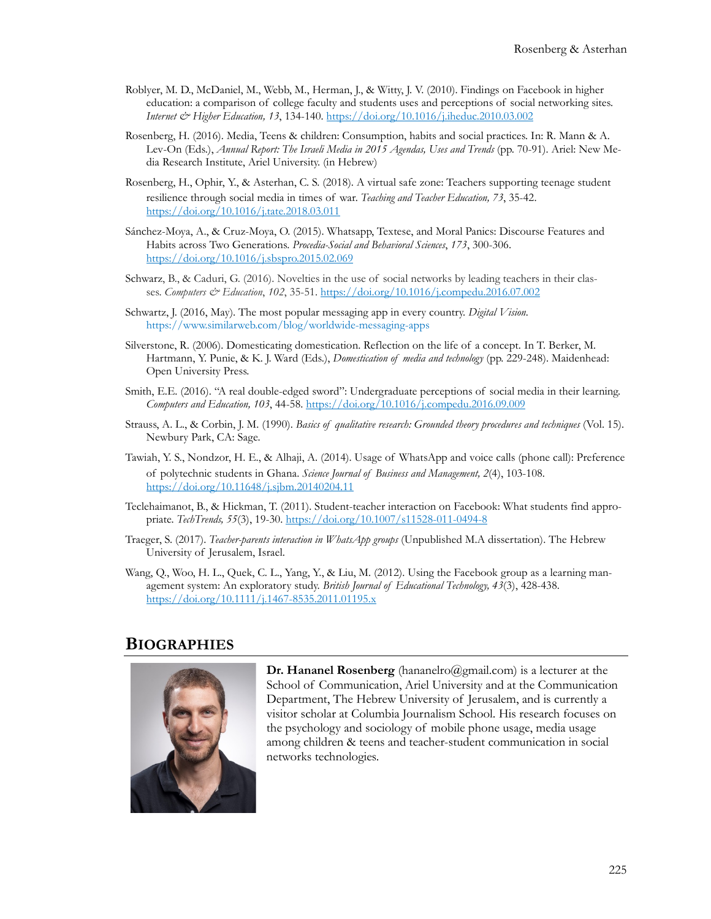Roblyer, M. D., McDaniel, M., Webb, M., Herman, J., & Witty, J. V. (2010). Findings on Facebook in higher education: a comparison of college faculty and students uses and perceptions of social networking sites. *Internet & Higher Education, 13*, 134-140. https://doi.org/10.1016/j.iheduc.2010.03.002

Rosenberg, H. (2016). Media, Teens & children: Consumption, habits and social practices. In: R. Mann & A. Lev-On (Eds.), *Annual Report: The Israeli Media in 2015 Agendas, Uses and Trends* (pp. 70-91). Ariel: New Media Research Institute, Ariel University. (in Hebrew)

Rosenberg, H., Ophir, Y., & Asterhan, C. S. (2018). A virtual safe zone: Teachers supporting teenage student resilience through social media in times of war. *Teaching and Teacher Education, 73*, 35-42. https://doi.org/10.1016/j.tate.2018.03.011

Sánchez-Moya, A., & Cruz-Moya, O. (2015). Whatsapp, Textese, and Moral Panics: Discourse Features and Habits across Two Generations. *Procedia-Social and Behavioral Sciences*, *173*, 300-306. https://doi.org/10.1016/j.sbspro.2015.02.069

Schwarz, B., & Caduri, G. (2016). Novelties in the use of social networks by leading teachers in their classes. *Computers & Education*, *102*, 35-51. https://doi.org/10.1016/j.compedu.2016.07.002

Schwartz, J. (2016, May). The most popular messaging app in every country. *Digital Vision.* https://www.similarweb.com/blog/worldwide-messaging-apps

Silverstone, R. (2006). Domesticating domestication. Reflection on the life of a concept. In T. Berker, M. Hartmann, Y. Punie, & K. J. Ward (Eds.), *Domestication of media and technology* (pp. 229-248). Maidenhead: Open University Press.

Smith, E.E. (2016). "A real double-edged sword": Undergraduate perceptions of social media in their learning. *Computers and Education, 103*, 44-58. https://doi.org/10.1016/j.compedu.2016.09.009

Strauss, A. L., & Corbin, J. M. (1990). *Basics of qualitative research: Grounded theory procedures and techniques* (Vol. 15). Newbury Park, CA: Sage.

Tawiah, Y. S., Nondzor, H. E., & Alhaji, A. (2014). Usage of WhatsApp and voice calls (phone call): Preference of polytechnic students in Ghana. *Science Journal of Business and Management, 2*(4), 103-108. https://doi.org/10.11648/j.sjbm.20140204.11

Teclehaimanot, B., & Hickman, T. (2011). Student-teacher interaction on Facebook: What students find appropriate. *TechTrends, 55*(3), 19-30. https://doi.org/10.1007/s11528-011-0494-8

Traeger, S. (2017). *Teacher-parents interaction in WhatsApp groups* (Unpublished M.A dissertation). The Hebrew University of Jerusalem, Israel.

Wang, Q., Woo, H. L., Quek, C. L., Yang, Y., & Liu, M. (2012). Using the Facebook group as a learning management system: An exploratory study. *British Journal of Educational Technology, 43*(3), 428-438. https://doi.org/10.1111/j.1467-8535.2011.01195.x

## BIOGRAPHIES

**Dr. Hananel Rosenberg** (hananelro@gmail.com) is a lecturer at the School of Communication, Ariel University and at the Communication Department, The Hebrew University of Jerusalem, and is currently a visitor scholar at Columbia Journalism School. His research focuses on the psychology and sociology of mobile phone usage, media usage among children & teens and teacher-student communication in social networks technologies.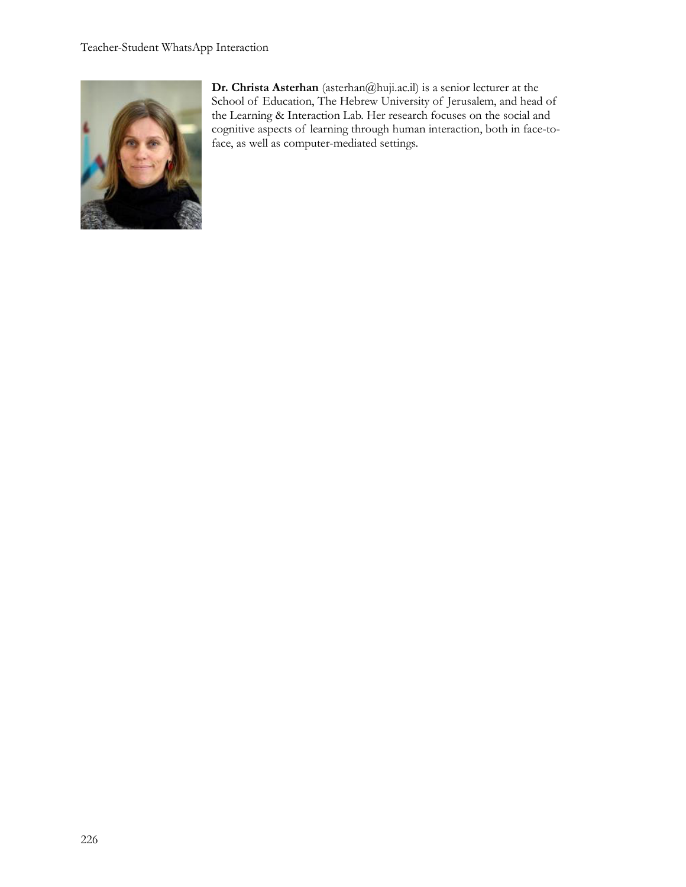**Dr. Christa Asterhan** (asterhan@huji.ac.il) is a senior lecturer at the School of Education, The Hebrew University of Jerusalem, and head of the Learning & Interaction Lab. Her research focuses on the social and cognitive aspects of learning through human interaction, both in face-to-face, as well as computer-mediated settings.